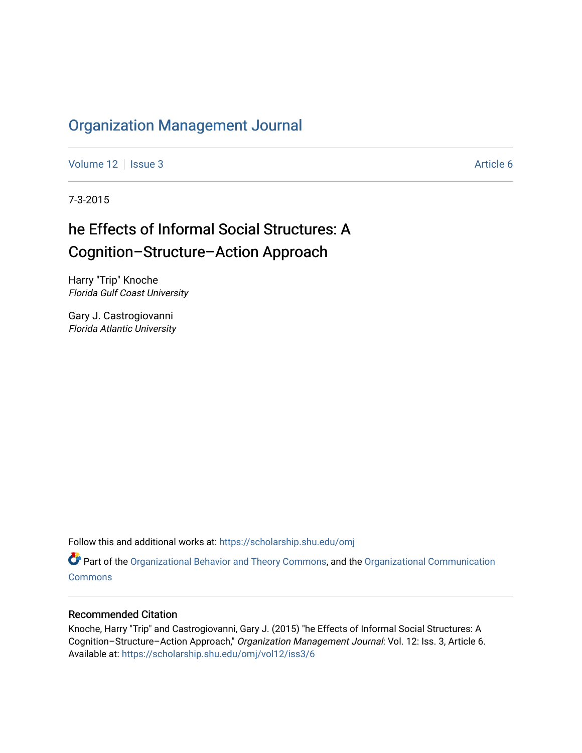# Organization Management Journal

Volume 12 | Issue 3 | Article 6

7-3-2015

## he Effects of Informal Social Structures: A Cognition–Structure–Action Approach

Harry "Trip" Knoche
*Florida Gulf Coast University*

Gary J. Castrogiovanni
*Florida Atlantic University*

Follow this and additional works at: https://scholarship.shu.edu/omj

Part of the Organizational Behavior and Theory Commons, and the Organizational Communication Commons

### Recommended Citation

Knoche, Harry "Trip" and Castrogiovanni, Gary J. (2015) "he Effects of Informal Social Structures: A Cognition–Structure–Action Approach," *Organization Management Journal*: Vol. 12: Iss. 3, Article 6.
Available at: https://scholarship.shu.edu/omj/vol12/iss3/6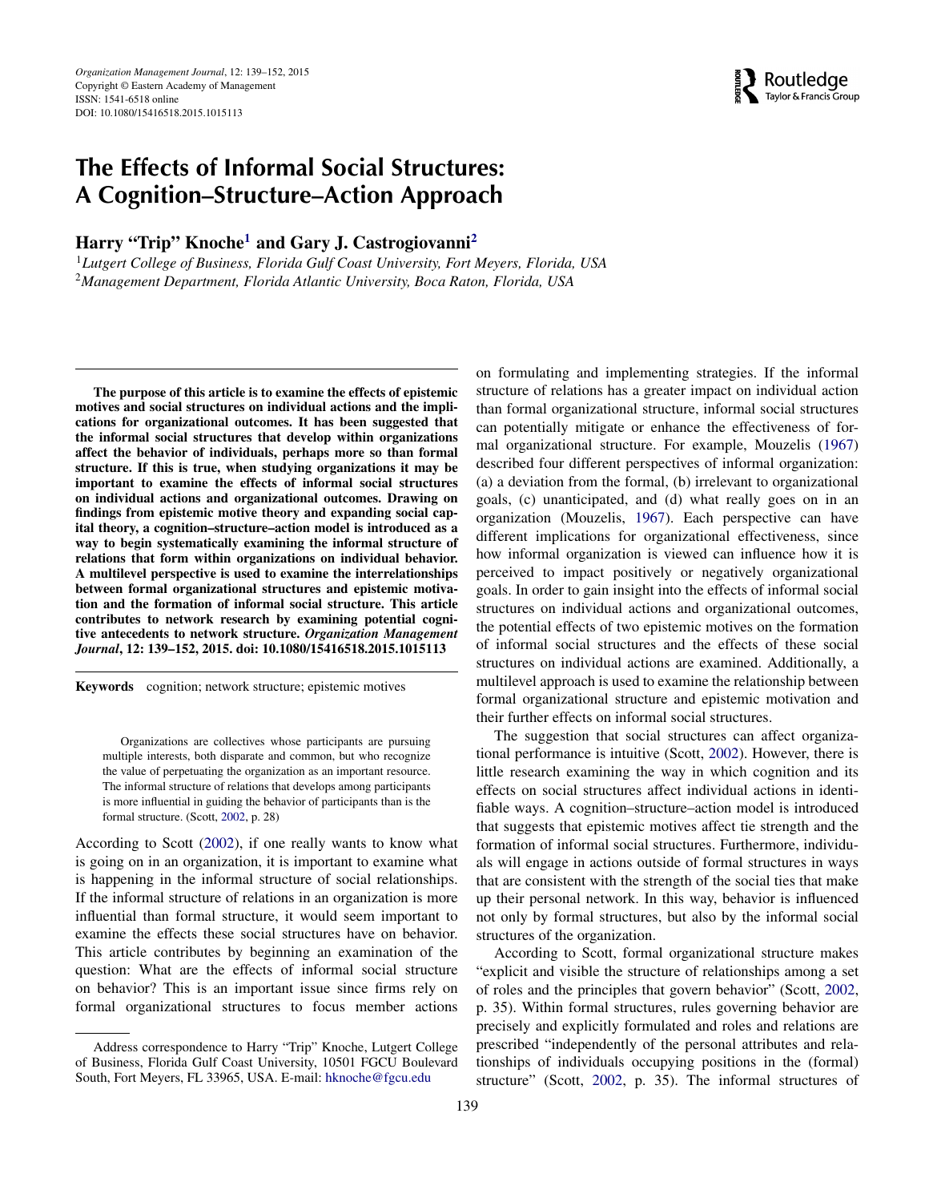# The Effects of Informal Social Structures: A Cognition–Structure–Action Approach

**Harry "Trip" Knoche[1] and Gary J. Castrogiovanni[2]**

[1] *Lutgert College of Business, Florida Gulf Coast University, Fort Meyers, Florida, USA*
[2] *Management Department, Florida Atlantic University, Boca Raton, Florida, USA*

**The purpose of this article is to examine the effects of epistemic motives and social structures on individual actions and the implications for organizational outcomes. It has been suggested that the informal social structures that develop within organizations affect the behavior of individuals, perhaps more so than formal structure. If this is true, when studying organizations it may be important to examine the effects of informal social structures on individual actions and organizational outcomes. Drawing on findings from epistemic motive theory and expanding social capital theory, a cognition–structure–action model is introduced as a way to begin systematically examining the informal structure of relations that form within organizations on individual behavior. A multilevel perspective is used to examine the interrelationships between formal organizational structures and epistemic motivation and the formation of informal social structure. This article contributes to network research by examining potential cognitive antecedents to network structure. *Organization Management Journal*, 12: 139–152, 2015. doi: 10.1080/15416518.2015.1015113**

**Keywords** cognition; network structure; epistemic motives

> Organizations are collectives whose participants are pursuing multiple interests, both disparate and common, but who recognize the value of perpetuating the organization as an important resource. The informal structure of relations that develops among participants is more influential in guiding the behavior of participants than is the formal structure. (Scott, 2002, p. 28)

According to Scott (2002), if one really wants to know what is going on in an organization, it is important to examine what is happening in the informal structure of social relationships. If the informal structure of relations in an organization is more influential than formal structure, it would seem important to examine the effects these social structures have on behavior. This article contributes by beginning an examination of the question: What are the effects of informal social structure on behavior? This is an important issue since firms rely on formal organizational structures to focus member actions on formulating and implementing strategies. If the informal structure of relations has a greater impact on individual action than formal organizational structure, informal social structures can potentially mitigate or enhance the effectiveness of formal organizational structure. For example, Mouzelis (1967) described four different perspectives of informal organization: (a) a deviation from the formal, (b) irrelevant to organizational goals, (c) unanticipated, and (d) what really goes on in an organization (Mouzelis, 1967). Each perspective can have different implications for organizational effectiveness, since how informal organization is viewed can influence how it is perceived to impact positively or negatively organizational goals. In order to gain insight into the effects of informal social structures on individual actions and organizational outcomes, the potential effects of two epistemic motives on the formation of informal social structures and the effects of these social structures on individual actions are examined. Additionally, a multilevel approach is used to examine the relationship between formal organizational structure and epistemic motivation and their further effects on informal social structures.

The suggestion that social structures can affect organizational performance is intuitive (Scott, 2002). However, there is little research examining the way in which cognition and its effects on social structures affect individual actions in identifiable ways. A cognition–structure–action model is introduced that suggests that epistemic motives affect tie strength and the formation of informal social structures. Furthermore, individuals will engage in actions outside of formal structures in ways that are consistent with the strength of the social ties that make up their personal network. In this way, behavior is influenced not only by formal structures, but also by the informal social structures of the organization.

According to Scott, formal organizational structure makes "explicit and visible the structure of relationships among a set of roles and the principles that govern behavior" (Scott, 2002, p. 35). Within formal structures, rules governing behavior are precisely and explicitly formulated and roles and relations are prescribed "independently of the personal attributes and relationships of individuals occupying positions in the (formal) structure" (Scott, 2002, p. 35). The informal structures of

Address correspondence to Harry "Trip" Knoche, Lutgert College of Business, Florida Gulf Coast University, 10501 FGCU Boulevard South, Fort Meyers, FL 33965, USA. E-mail: hknoche@fgcu.edu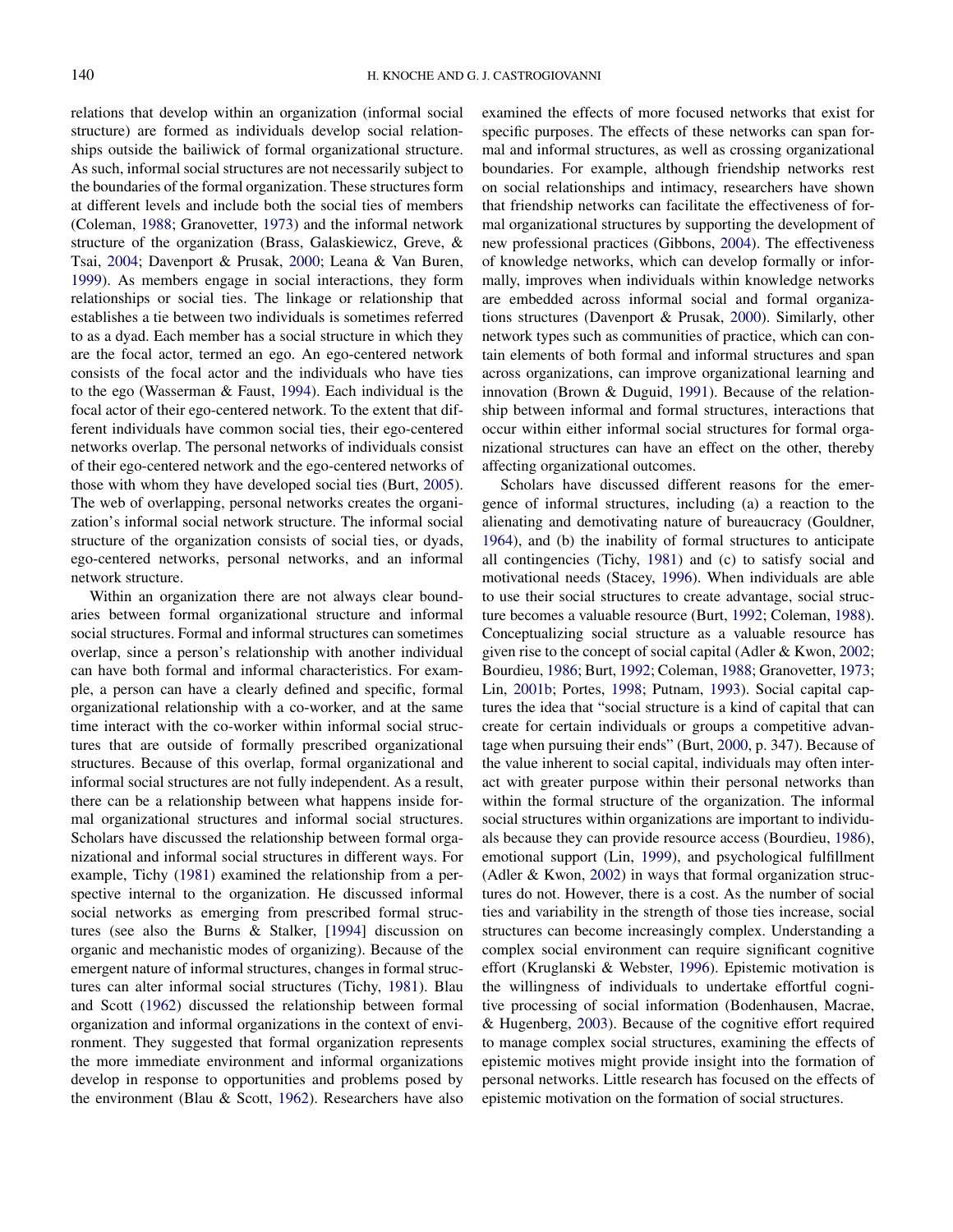relations that develop within an organization (informal social structure) are formed as individuals develop social relationships outside the bailiwick of formal organizational structure. As such, informal social structures are not necessarily subject to the boundaries of the formal organization. These structures form at different levels and include both the social ties of members (Coleman, 1988; Granovetter, 1973) and the informal network structure of the organization (Brass, Galaskiewicz, Greve, & Tsai, 2004; Davenport & Prusak, 2000; Leana & Van Buren, 1999). As members engage in social interactions, they form relationships or social ties. The linkage or relationship that establishes a tie between two individuals is sometimes referred to as a dyad. Each member has a social structure in which they are the focal actor, termed an ego. An ego-centered network consists of the focal actor and the individuals who have ties to the ego (Wasserman & Faust, 1994). Each individual is the focal actor of their ego-centered network. To the extent that different individuals have common social ties, their ego-centered networks overlap. The personal networks of individuals consist of their ego-centered network and the ego-centered networks of those with whom they have developed social ties (Burt, 2005). The web of overlapping, personal networks creates the organization's informal social network structure. The informal social structure of the organization consists of social ties, or dyads, ego-centered networks, personal networks, and an informal network structure.

Within an organization there are not always clear boundaries between formal organizational structure and informal social structures. Formal and informal structures can sometimes overlap, since a person's relationship with another individual can have both formal and informal characteristics. For example, a person can have a clearly defined and specific, formal organizational relationship with a co-worker, and at the same time interact with the co-worker within informal social structures that are outside of formally prescribed organizational structures. Because of this overlap, formal organizational and informal social structures are not fully independent. As a result, there can be a relationship between what happens inside formal organizational structures and informal social structures. Scholars have discussed the relationship between formal organizational and informal social structures in different ways. For example, Tichy (1981) examined the relationship from a perspective internal to the organization. He discussed informal social networks as emerging from prescribed formal structures (see also the Burns & Stalker, [1994] discussion on organic and mechanistic modes of organizing). Because of the emergent nature of informal structures, changes in formal structures can alter informal social structures (Tichy, 1981). Blau and Scott (1962) discussed the relationship between formal organization and informal organizations in the context of environment. They suggested that formal organization represents the more immediate environment and informal organizations develop in response to opportunities and problems posed by the environment (Blau & Scott, 1962). Researchers have also examined the effects of more focused networks that exist for specific purposes. The effects of these networks can span formal and informal structures, as well as crossing organizational boundaries. For example, although friendship networks rest on social relationships and intimacy, researchers have shown that friendship networks can facilitate the effectiveness of formal organizational structures by supporting the development of new professional practices (Gibbons, 2004). The effectiveness of knowledge networks, which can develop formally or informally, improves when individuals within knowledge networks are embedded across informal social and formal organizations structures (Davenport & Prusak, 2000). Similarly, other network types such as communities of practice, which can contain elements of both formal and informal structures and span across organizations, can improve organizational learning and innovation (Brown & Duguid, 1991). Because of the relationship between informal and formal structures, interactions that occur within either informal social structures for formal organizational structures can have an effect on the other, thereby affecting organizational outcomes.

Scholars have discussed different reasons for the emergence of informal structures, including (a) a reaction to the alienating and demotivating nature of bureaucracy (Gouldner, 1964), and (b) the inability of formal structures to anticipate all contingencies (Tichy, 1981) and (c) to satisfy social and motivational needs (Stacey, 1996). When individuals are able to use their social structures to create advantage, social structure becomes a valuable resource (Burt, 1992; Coleman, 1988). Conceptualizing social structure as a valuable resource has given rise to the concept of social capital (Adler & Kwon, 2002; Bourdieu, 1986; Burt, 1992; Coleman, 1988; Granovetter, 1973; Lin, 2001b; Portes, 1998; Putnam, 1993). Social capital captures the idea that "social structure is a kind of capital that can create for certain individuals or groups a competitive advantage when pursuing their ends" (Burt, 2000, p. 347). Because of the value inherent to social capital, individuals may often interact with greater purpose within their personal networks than within the formal structure of the organization. The informal social structures within organizations are important to individuals because they can provide resource access (Bourdieu, 1986), emotional support (Lin, 1999), and psychological fulfillment (Adler & Kwon, 2002) in ways that formal organization structures do not. However, there is a cost. As the number of social ties and variability in the strength of those ties increase, social structures can become increasingly complex. Understanding a complex social environment can require significant cognitive effort (Kruglanski & Webster, 1996). Epistemic motivation is the willingness of individuals to undertake effortful cognitive processing of social information (Bodenhausen, Macrae, & Hugenberg, 2003). Because of the cognitive effort required to manage complex social structures, examining the effects of epistemic motives might provide insight into the formation of personal networks. Little research has focused on the effects of epistemic motivation on the formation of social structures.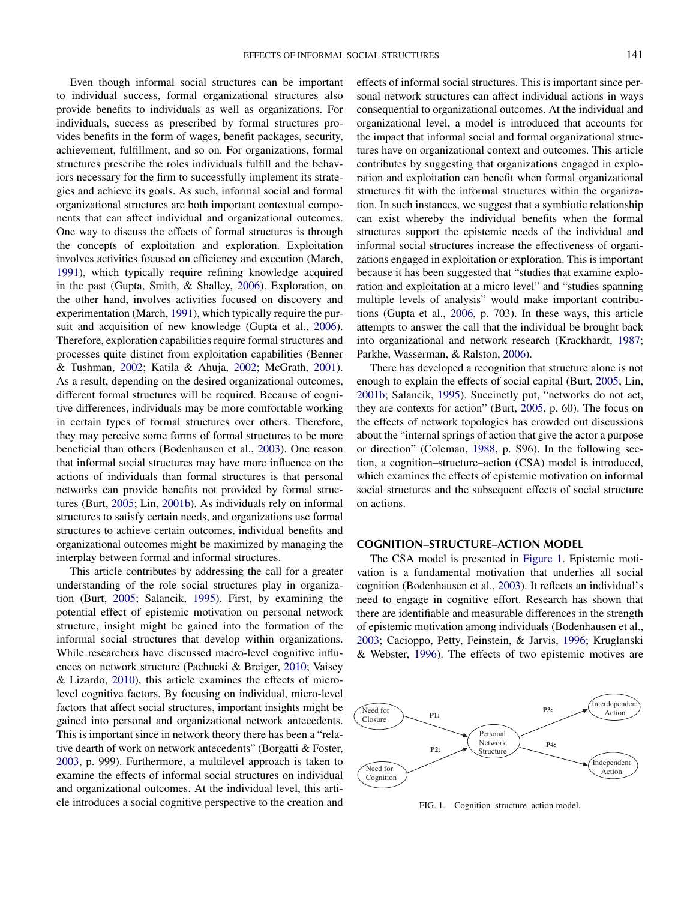Even though informal social structures can be important to individual success, formal organizational structures also provide benefits to individuals as well as organizations. For individuals, success as prescribed by formal structures provides benefits in the form of wages, benefit packages, security, achievement, fulfillment, and so on. For organizations, formal structures prescribe the roles individuals fulfill and the behaviors necessary for the firm to successfully implement its strategies and achieve its goals. As such, informal social and formal organizational structures are both important contextual components that can affect individual and organizational outcomes. One way to discuss the effects of formal structures is through the concepts of exploitation and exploration. Exploitation involves activities focused on efficiency and execution (March, 1991), which typically require refining knowledge acquired in the past (Gupta, Smith, & Shalley, 2006). Exploration, on the other hand, involves activities focused on discovery and experimentation (March, 1991), which typically require the pursuit and acquisition of new knowledge (Gupta et al., 2006). Therefore, exploration capabilities require formal structures and processes quite distinct from exploitation capabilities (Benner & Tushman, 2002; Katila & Ahuja, 2002; McGrath, 2001). As a result, depending on the desired organizational outcomes, different formal structures will be required. Because of cognitive differences, individuals may be more comfortable working in certain types of formal structures over others. Therefore, they may perceive some forms of formal structures to be more beneficial than others (Bodenhausen et al., 2003). One reason that informal social structures may have more influence on the actions of individuals than formal structures is that personal networks can provide benefits not provided by formal structures (Burt, 2005; Lin, 2001b). As individuals rely on informal structures to satisfy certain needs, and organizations use formal structures to achieve certain outcomes, individual benefits and organizational outcomes might be maximized by managing the interplay between formal and informal structures.

This article contributes by addressing the call for a greater understanding of the role social structures play in organization (Burt, 2005; Salancik, 1995). First, by examining the potential effect of epistemic motivation on personal network structure, insight might be gained into the formation of the informal social structures that develop within organizations. While researchers have discussed macro-level cognitive influences on network structure (Pachucki & Breiger, 2010; Vaisey & Lizardo, 2010), this article examines the effects of micro-level cognitive factors. By focusing on individual, micro-level factors that affect social structures, important insights might be gained into personal and organizational network antecedents. This is important since in network theory there has been a "relative dearth of work on network antecedents" (Borgatti & Foster, 2003, p. 999). Furthermore, a multilevel approach is taken to examine the effects of informal social structures on individual and organizational outcomes. At the individual level, this article introduces a social cognitive perspective to the creation and effects of informal social structures. This is important since personal network structures can affect individual actions in ways consequential to organizational outcomes. At the individual and organizational level, a model is introduced that accounts for the impact that informal social and formal organizational structures have on organizational context and outcomes. This article contributes by suggesting that organizations engaged in exploration and exploitation can benefit when formal organizational structures fit with the informal structures within the organization. In such instances, we suggest that a symbiotic relationship can exist whereby the individual benefits when the formal structures support the epistemic needs of the individual and informal social structures increase the effectiveness of organizations engaged in exploitation or exploration. This is important because it has been suggested that "studies that examine exploration and exploitation at a micro level" and "studies spanning multiple levels of analysis" would make important contributions (Gupta et al., 2006, p. 703). In these ways, this article attempts to answer the call that the individual be brought back into organizational and network research (Krackhardt, 1987; Parkhe, Wasserman, & Ralston, 2006).

There has developed a recognition that structure alone is not enough to explain the effects of social capital (Burt, 2005; Lin, 2001b; Salancik, 1995). Succinctly put, "networks do not act, they are contexts for action" (Burt, 2005, p. 60). The focus on the effects of network topologies has crowded out discussions about the "internal springs of action that give the actor a purpose or direction" (Coleman, 1988, p. S96). In the following section, a cognition–structure–action (CSA) model is introduced, which examines the effects of epistemic motivation on informal social structures and the subsequent effects of social structure on actions.

## COGNITION–STRUCTURE–ACTION MODEL

The CSA model is presented in Figure 1. Epistemic motivation is a fundamental motivation that underlies all social cognition (Bodenhausen et al., 2003). It reflects an individual's need to engage in cognitive effort. Research has shown that there are identifiable and measurable differences in the strength of epistemic motivation among individuals (Bodenhausen et al., 2003; Cacioppo, Petty, Feinstein, & Jarvis, 1996; Kruglanski & Webster, 1996). The effects of two epistemic motives are

FIG. 1. Cognition–structure–action model.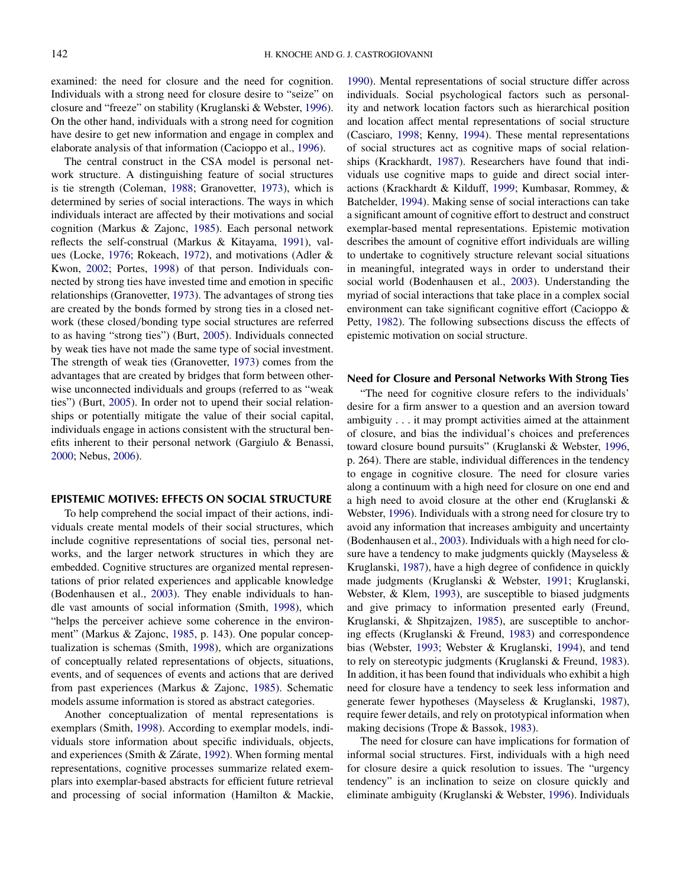examined: the need for closure and the need for cognition. Individuals with a strong need for closure desire to "seize" on closure and "freeze" on stability (Kruglanski & Webster, 1996). On the other hand, individuals with a strong need for cognition have desire to get new information and engage in complex and elaborate analysis of that information (Cacioppo et al., 1996).

The central construct in the CSA model is personal network structure. A distinguishing feature of social structures is tie strength (Coleman, 1988; Granovetter, 1973), which is determined by series of social interactions. The ways in which individuals interact are affected by their motivations and social cognition (Markus & Zajonc, 1985). Each personal network reflects the self-construal (Markus & Kitayama, 1991), values (Locke, 1976; Rokeach, 1972), and motivations (Adler & Kwon, 2002; Portes, 1998) of that person. Individuals connected by strong ties have invested time and emotion in specific relationships (Granovetter, 1973). The advantages of strong ties are created by the bonds formed by strong ties in a closed network (these closed/bonding type social structures are referred to as having "strong ties") (Burt, 2005). Individuals connected by weak ties have not made the same type of social investment. The strength of weak ties (Granovetter, 1973) comes from the advantages that are created by bridges that form between otherwise unconnected individuals and groups (referred to as "weak ties") (Burt, 2005). In order not to upend their social relationships or potentially mitigate the value of their social capital, individuals engage in actions consistent with the structural benefits inherent to their personal network (Gargiulo & Benassi, 2000; Nebus, 2006).

## EPISTEMIC MOTIVES: EFFECTS ON SOCIAL STRUCTURE

To help comprehend the social impact of their actions, individuals create mental models of their social structures, which include cognitive representations of social ties, personal networks, and the larger network structures in which they are embedded. Cognitive structures are organized mental representations of prior related experiences and applicable knowledge (Bodenhausen et al., 2003). They enable individuals to handle vast amounts of social information (Smith, 1998), which "helps the perceiver achieve some coherence in the environment" (Markus & Zajonc, 1985, p. 143). One popular conceptualization is schemas (Smith, 1998), which are organizations of conceptually related representations of objects, situations, events, and of sequences of events and actions that are derived from past experiences (Markus & Zajonc, 1985). Schematic models assume information is stored as abstract categories.

Another conceptualization of mental representations is exemplars (Smith, 1998). According to exemplar models, individuals store information about specific individuals, objects, and experiences (Smith & Zárate, 1992). When forming mental representations, cognitive processes summarize related exemplars into exemplar-based abstracts for efficient future retrieval and processing of social information (Hamilton & Mackie, 1990). Mental representations of social structure differ across individuals. Social psychological factors such as personality and network location factors such as hierarchical position and location affect mental representations of social structure (Casciaro, 1998; Kenny, 1994). These mental representations of social structures act as cognitive maps of social relationships (Krackhardt, 1987). Researchers have found that individuals use cognitive maps to guide and direct social interactions (Krackhardt & Kilduff, 1999; Kumbasar, Rommey, & Batchelder, 1994). Making sense of social interactions can take a significant amount of cognitive effort to destruct and construct exemplar-based mental representations. Epistemic motivation describes the amount of cognitive effort individuals are willing to undertake to cognitively structure relevant social situations in meaningful, integrated ways in order to understand their social world (Bodenhausen et al., 2003). Understanding the myriad of social interactions that take place in a complex social environment can take significant cognitive effort (Cacioppo & Petty, 1982). The following subsections discuss the effects of epistemic motivation on social structure.

### Need for Closure and Personal Networks With Strong Ties

"The need for cognitive closure refers to the individuals' desire for a firm answer to a question and an aversion toward ambiguity . . . it may prompt activities aimed at the attainment of closure, and bias the individual's choices and preferences toward closure bound pursuits" (Kruglanski & Webster, 1996, p. 264). There are stable, individual differences in the tendency to engage in cognitive closure. The need for closure varies along a continuum with a high need for closure on one end and a high need to avoid closure at the other end (Kruglanski & Webster, 1996). Individuals with a strong need for closure try to avoid any information that increases ambiguity and uncertainty (Bodenhausen et al., 2003). Individuals with a high need for closure have a tendency to make judgments quickly (Mayseless & Kruglanski, 1987), have a high degree of confidence in quickly made judgments (Kruglanski & Webster, 1991; Kruglanski, Webster, & Klem, 1993), are susceptible to biased judgments and give primacy to information presented early (Freund, Kruglanski, & Shpitzajzen, 1985), are susceptible to anchoring effects (Kruglanski & Freund, 1983) and correspondence bias (Webster, 1993; Webster & Kruglanski, 1994), and tend to rely on stereotypic judgments (Kruglanski & Freund, 1983). In addition, it has been found that individuals who exhibit a high need for closure have a tendency to seek less information and generate fewer hypotheses (Mayseless & Kruglanski, 1987), require fewer details, and rely on prototypical information when making decisions (Trope & Bassok, 1983).

The need for closure can have implications for formation of informal social structures. First, individuals with a high need for closure desire a quick resolution to issues. The "urgency tendency" is an inclination to seize on closure quickly and eliminate ambiguity (Kruglanski & Webster, 1996). Individuals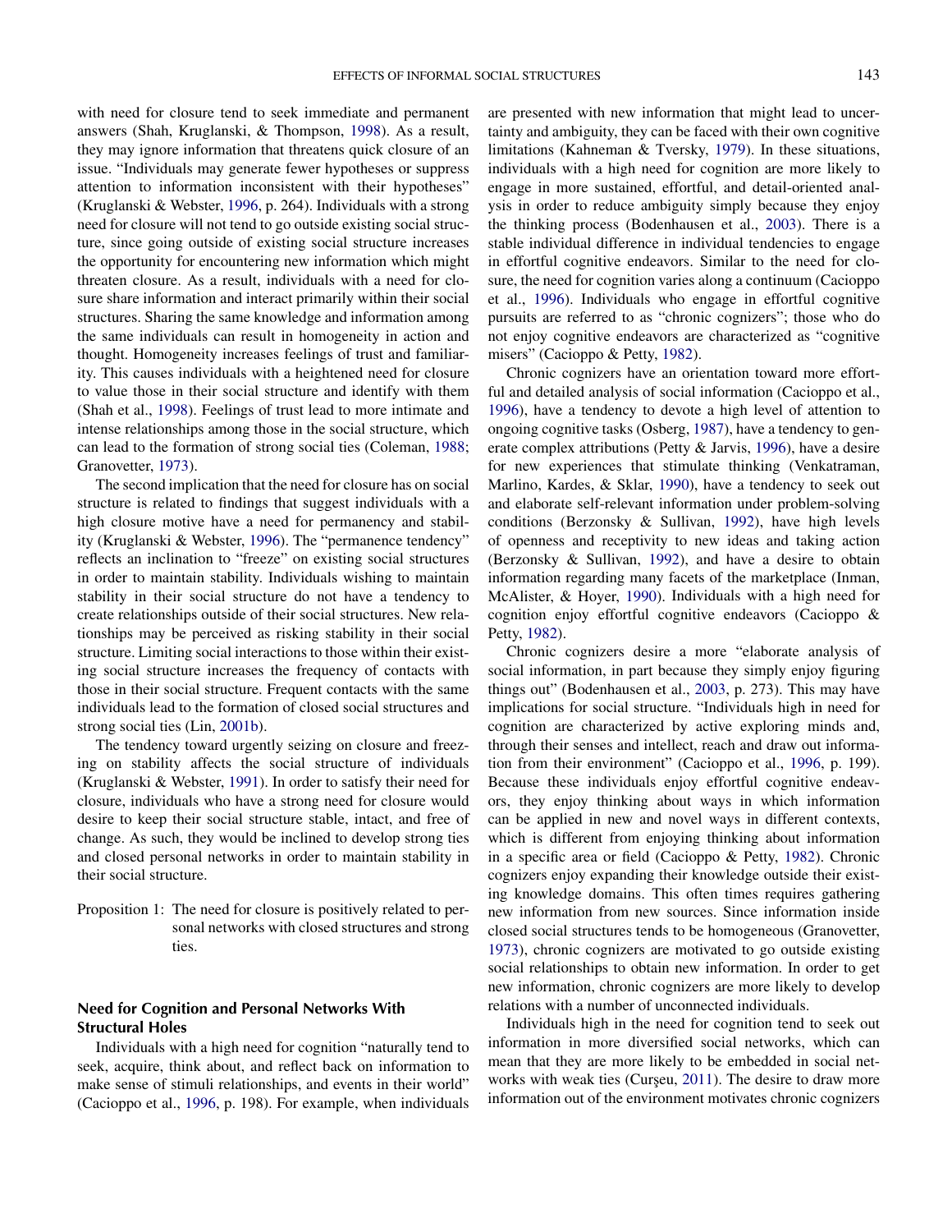with need for closure tend to seek immediate and permanent answers (Shah, Kruglanski, & Thompson, 1998). As a result, they may ignore information that threatens quick closure of an issue. "Individuals may generate fewer hypotheses or suppress attention to information inconsistent with their hypotheses" (Kruglanski & Webster, 1996, p. 264). Individuals with a strong need for closure will not tend to go outside existing social structure, since going outside of existing social structure increases the opportunity for encountering new information which might threaten closure. As a result, individuals with a need for closure share information and interact primarily within their social structures. Sharing the same knowledge and information among the same individuals can result in homogeneity in action and thought. Homogeneity increases feelings of trust and familiarity. This causes individuals with a heightened need for closure to value those in their social structure and identify with them (Shah et al., 1998). Feelings of trust lead to more intimate and intense relationships among those in the social structure, which can lead to the formation of strong social ties (Coleman, 1988; Granovetter, 1973).

The second implication that the need for closure has on social structure is related to findings that suggest individuals with a high closure motive have a need for permanency and stability (Kruglanski & Webster, 1996). The "permanence tendency" reflects an inclination to "freeze" on existing social structures in order to maintain stability. Individuals wishing to maintain stability in their social structure do not have a tendency to create relationships outside of their social structures. New relationships may be perceived as risking stability in their social structure. Limiting social interactions to those within their existing social structure increases the frequency of contacts with those in their social structure. Frequent contacts with the same individuals lead to the formation of closed social structures and strong social ties (Lin, 2001b).

The tendency toward urgently seizing on closure and freezing on stability affects the social structure of individuals (Kruglanski & Webster, 1991). In order to satisfy their need for closure, individuals who have a strong need for closure would desire to keep their social structure stable, intact, and free of change. As such, they would be inclined to develop strong ties and closed personal networks in order to maintain stability in their social structure.

Proposition 1: The need for closure is positively related to personal networks with closed structures and strong ties.

### Need for Cognition and Personal Networks With Structural Holes

Individuals with a high need for cognition "naturally tend to seek, acquire, think about, and reflect back on information to make sense of stimuli relationships, and events in their world" (Cacioppo et al., 1996, p. 198). For example, when individuals are presented with new information that might lead to uncertainty and ambiguity, they can be faced with their own cognitive limitations (Kahneman & Tversky, 1979). In these situations, individuals with a high need for cognition are more likely to engage in more sustained, effortful, and detail-oriented analysis in order to reduce ambiguity simply because they enjoy the thinking process (Bodenhausen et al., 2003). There is a stable individual difference in individual tendencies to engage in effortful cognitive endeavors. Similar to the need for closure, the need for cognition varies along a continuum (Cacioppo et al., 1996). Individuals who engage in effortful cognitive pursuits are referred to as "chronic cognizers"; those who do not enjoy cognitive endeavors are characterized as "cognitive misers" (Cacioppo & Petty, 1982).

Chronic cognizers have an orientation toward more effortful and detailed analysis of social information (Cacioppo et al., 1996), have a tendency to devote a high level of attention to ongoing cognitive tasks (Osberg, 1987), have a tendency to generate complex attributions (Petty & Jarvis, 1996), have a desire for new experiences that stimulate thinking (Venkatraman, Marlino, Kardes, & Sklar, 1990), have a tendency to seek out and elaborate self-relevant information under problem-solving conditions (Berzonsky & Sullivan, 1992), have high levels of openness and receptivity to new ideas and taking action (Berzonsky & Sullivan, 1992), and have a desire to obtain information regarding many facets of the marketplace (Inman, McAlister, & Hoyer, 1990). Individuals with a high need for cognition enjoy effortful cognitive endeavors (Cacioppo & Petty, 1982).

Chronic cognizers desire a more "elaborate analysis of social information, in part because they simply enjoy figuring things out" (Bodenhausen et al., 2003, p. 273). This may have implications for social structure. "Individuals high in need for cognition are characterized by active exploring minds and, through their senses and intellect, reach and draw out information from their environment" (Cacioppo et al., 1996, p. 199). Because these individuals enjoy effortful cognitive endeavors, they enjoy thinking about ways in which information can be applied in new and novel ways in different contexts, which is different from enjoying thinking about information in a specific area or field (Cacioppo & Petty, 1982). Chronic cognizers enjoy expanding their knowledge outside their existing knowledge domains. This often times requires gathering new information from new sources. Since information inside closed social structures tends to be homogeneous (Granovetter, 1973), chronic cognizers are motivated to go outside existing social relationships to obtain new information. In order to get new information, chronic cognizers are more likely to develop relations with a number of unconnected individuals.

Individuals high in the need for cognition tend to seek out information in more diversified social networks, which can mean that they are more likely to be embedded in social networks with weak ties (Curşeu, 2011). The desire to draw more information out of the environment motivates chronic cognizers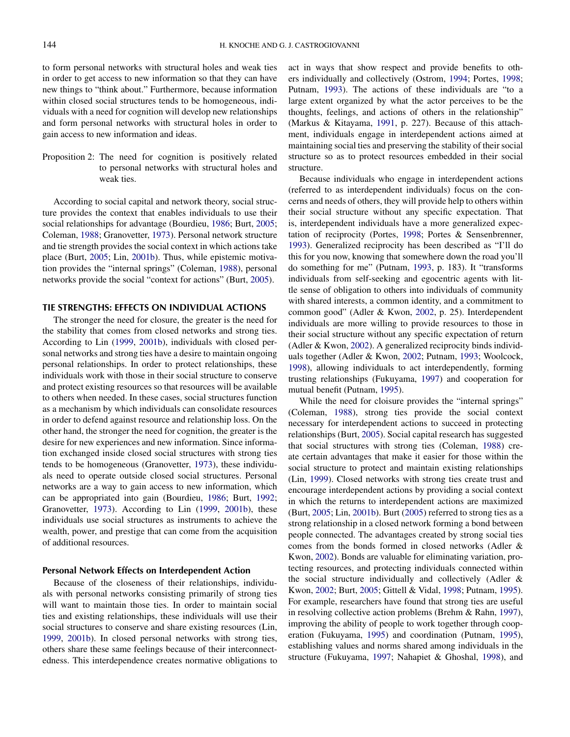to form personal networks with structural holes and weak ties in order to get access to new information so that they can have new things to "think about." Furthermore, because information within closed social structures tends to be homogeneous, individuals with a need for cognition will develop new relationships and form personal networks with structural holes in order to gain access to new information and ideas.

Proposition 2: The need for cognition is positively related to personal networks with structural holes and weak ties.

According to social capital and network theory, social structure provides the context that enables individuals to use their social relationships for advantage (Bourdieu, 1986; Burt, 2005; Coleman, 1988; Granovetter, 1973). Personal network structure and tie strength provides the social context in which actions take place (Burt, 2005; Lin, 2001b). Thus, while epistemic motivation provides the "internal springs" (Coleman, 1988), personal networks provide the social "context for actions" (Burt, 2005).

## TIE STRENGTHS: EFFECTS ON INDIVIDUAL ACTIONS

The stronger the need for closure, the greater is the need for the stability that comes from closed networks and strong ties. According to Lin (1999, 2001b), individuals with closed personal networks and strong ties have a desire to maintain ongoing personal relationships. In order to protect relationships, these individuals work with those in their social structure to conserve and protect existing resources so that resources will be available to others when needed. In these cases, social structures function as a mechanism by which individuals can consolidate resources in order to defend against resource and relationship loss. On the other hand, the stronger the need for cognition, the greater is the desire for new experiences and new information. Since information exchanged inside closed social structures with strong ties tends to be homogeneous (Granovetter, 1973), these individuals need to operate outside closed social structures. Personal networks are a way to gain access to new information, which can be appropriated into gain (Bourdieu, 1986; Burt, 1992; Granovetter, 1973). According to Lin (1999, 2001b), these individuals use social structures as instruments to achieve the wealth, power, and prestige that can come from the acquisition of additional resources.

### Personal Network Effects on Interdependent Action

Because of the closeness of their relationships, individuals with personal networks consisting primarily of strong ties will want to maintain those ties. In order to maintain social ties and existing relationships, these individuals will use their social structures to conserve and share existing resources (Lin, 1999, 2001b). In closed personal networks with strong ties, others share these same feelings because of their interconnectedness. This interdependence creates normative obligations to act in ways that show respect and provide benefits to others individually and collectively (Ostrom, 1994; Portes, 1998; Putnam, 1993). The actions of these individuals are "to a large extent organized by what the actor perceives to be the thoughts, feelings, and actions of others in the relationship" (Markus & Kitayama, 1991, p. 227). Because of this attachment, individuals engage in interdependent actions aimed at maintaining social ties and preserving the stability of their social structure so as to protect resources embedded in their social structure.

Because individuals who engage in interdependent actions (referred to as interdependent individuals) focus on the concerns and needs of others, they will provide help to others within their social structure without any specific expectation. That is, interdependent individuals have a more generalized expectation of reciprocity (Portes, 1998; Portes & Sensenbrenner, 1993). Generalized reciprocity has been described as "I'll do this for you now, knowing that somewhere down the road you'll do something for me" (Putnam, 1993, p. 183). It "transforms individuals from self-seeking and egocentric agents with little sense of obligation to others into individuals of community with shared interests, a common identity, and a commitment to common good" (Adler & Kwon, 2002, p. 25). Interdependent individuals are more willing to provide resources to those in their social structure without any specific expectation of return (Adler & Kwon, 2002). A generalized reciprocity binds individuals together (Adler & Kwon, 2002; Putnam, 1993; Woolcock, 1998), allowing individuals to act interdependently, forming trusting relationships (Fukuyama, 1997) and cooperation for mutual benefit (Putnam, 1995).

While the need for cloisure provides the "internal springs" (Coleman, 1988), strong ties provide the social context necessary for interdependent actions to succeed in protecting relationships (Burt, 2005). Social capital research has suggested that social structures with strong ties (Coleman, 1988) create certain advantages that make it easier for those within the social structure to protect and maintain existing relationships (Lin, 1999). Closed networks with strong ties create trust and encourage interdependent actions by providing a social context in which the returns to interdependent actions are maximized (Burt, 2005; Lin, 2001b). Burt (2005) referred to strong ties as a strong relationship in a closed network forming a bond between people connected. The advantages created by strong social ties comes from the bonds formed in closed networks (Adler & Kwon, 2002). Bonds are valuable for eliminating variation, protecting resources, and protecting individuals connected within the social structure individually and collectively (Adler & Kwon, 2002; Burt, 2005; Gittell & Vidal, 1998; Putnam, 1995). For example, researchers have found that strong ties are useful in resolving collective action problems (Brehm & Rahn, 1997), improving the ability of people to work together through cooperation (Fukuyama, 1995) and coordination (Putnam, 1995), establishing values and norms shared among individuals in the structure (Fukuyama, 1997; Nahapiet & Ghoshal, 1998), and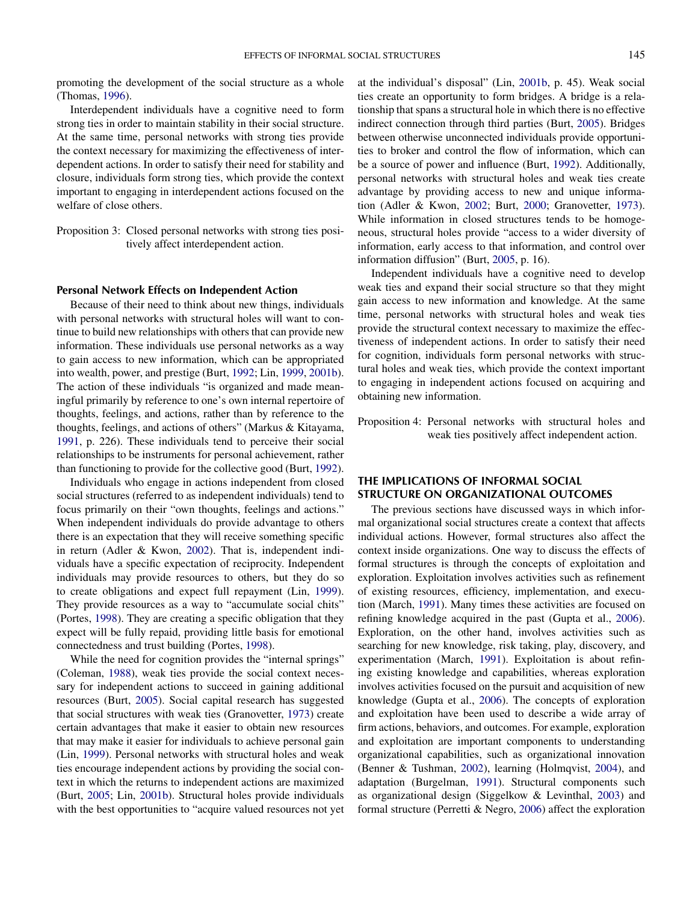promoting the development of the social structure as a whole (Thomas, 1996).

Interdependent individuals have a cognitive need to form strong ties in order to maintain stability in their social structure. At the same time, personal networks with strong ties provide the context necessary for maximizing the effectiveness of interdependent actions. In order to satisfy their need for stability and closure, individuals form strong ties, which provide the context important to engaging in interdependent actions focused on the welfare of close others.

Proposition 3: Closed personal networks with strong ties positively affect interdependent action.

### Personal Network Effects on Independent Action

Because of their need to think about new things, individuals with personal networks with structural holes will want to continue to build new relationships with others that can provide new information. These individuals use personal networks as a way to gain access to new information, which can be appropriated into wealth, power, and prestige (Burt, 1992; Lin, 1999, 2001b). The action of these individuals "is organized and made meaningful primarily by reference to one's own internal repertoire of thoughts, feelings, and actions, rather than by reference to the thoughts, feelings, and actions of others" (Markus & Kitayama, 1991, p. 226). These individuals tend to perceive their social relationships to be instruments for personal achievement, rather than functioning to provide for the collective good (Burt, 1992).

Individuals who engage in actions independent from closed social structures (referred to as independent individuals) tend to focus primarily on their "own thoughts, feelings and actions." When independent individuals do provide advantage to others there is an expectation that they will receive something specific in return (Adler & Kwon, 2002). That is, independent individuals have a specific expectation of reciprocity. Independent individuals may provide resources to others, but they do so to create obligations and expect full repayment (Lin, 1999). They provide resources as a way to "accumulate social chits" (Portes, 1998). They are creating a specific obligation that they expect will be fully repaid, providing little basis for emotional connectedness and trust building (Portes, 1998).

While the need for cognition provides the "internal springs" (Coleman, 1988), weak ties provide the social context necessary for independent actions to succeed in gaining additional resources (Burt, 2005). Social capital research has suggested that social structures with weak ties (Granovetter, 1973) create certain advantages that make it easier to obtain new resources that may make it easier for individuals to achieve personal gain (Lin, 1999). Personal networks with structural holes and weak ties encourage independent actions by providing the social context in which the returns to independent actions are maximized (Burt, 2005; Lin, 2001b). Structural holes provide individuals with the best opportunities to "acquire valued resources not yet at the individual's disposal" (Lin, 2001b, p. 45). Weak social ties create an opportunity to form bridges. A bridge is a relationship that spans a structural hole in which there is no effective indirect connection through third parties (Burt, 2005). Bridges between otherwise unconnected individuals provide opportunities to broker and control the flow of information, which can be a source of power and influence (Burt, 1992). Additionally, personal networks with structural holes and weak ties create advantage by providing access to new and unique information (Adler & Kwon, 2002; Burt, 2000; Granovetter, 1973). While information in closed structures tends to be homogeneous, structural holes provide "access to a wider diversity of information, early access to that information, and control over information diffusion" (Burt, 2005, p. 16).

Independent individuals have a cognitive need to develop weak ties and expand their social structure so that they might gain access to new information and knowledge. At the same time, personal networks with structural holes and weak ties provide the structural context necessary to maximize the effectiveness of independent actions. In order to satisfy their need for cognition, individuals form personal networks with structural holes and weak ties, which provide the context important to engaging in independent actions focused on acquiring and obtaining new information.

Proposition 4: Personal networks with structural holes and weak ties positively affect independent action.

## THE IMPLICATIONS OF INFORMAL SOCIAL STRUCTURE ON ORGANIZATIONAL OUTCOMES

The previous sections have discussed ways in which informal organizational social structures create a context that affects individual actions. However, formal structures also affect the context inside organizations. One way to discuss the effects of formal structures is through the concepts of exploitation and exploration. Exploitation involves activities such as refinement of existing resources, efficiency, implementation, and execution (March, 1991). Many times these activities are focused on refining knowledge acquired in the past (Gupta et al., 2006). Exploration, on the other hand, involves activities such as searching for new knowledge, risk taking, play, discovery, and experimentation (March, 1991). Exploitation is about refining existing knowledge and capabilities, whereas exploration involves activities focused on the pursuit and acquisition of new knowledge (Gupta et al., 2006). The concepts of exploration and exploitation have been used to describe a wide array of firm actions, behaviors, and outcomes. For example, exploration and exploitation are important components to understanding organizational capabilities, such as organizational innovation (Benner & Tushman, 2002), learning (Holmqvist, 2004), and adaptation (Burgelman, 1991). Structural components such as organizational design (Siggelkow & Levinthal, 2003) and formal structure (Perretti & Negro, 2006) affect the exploration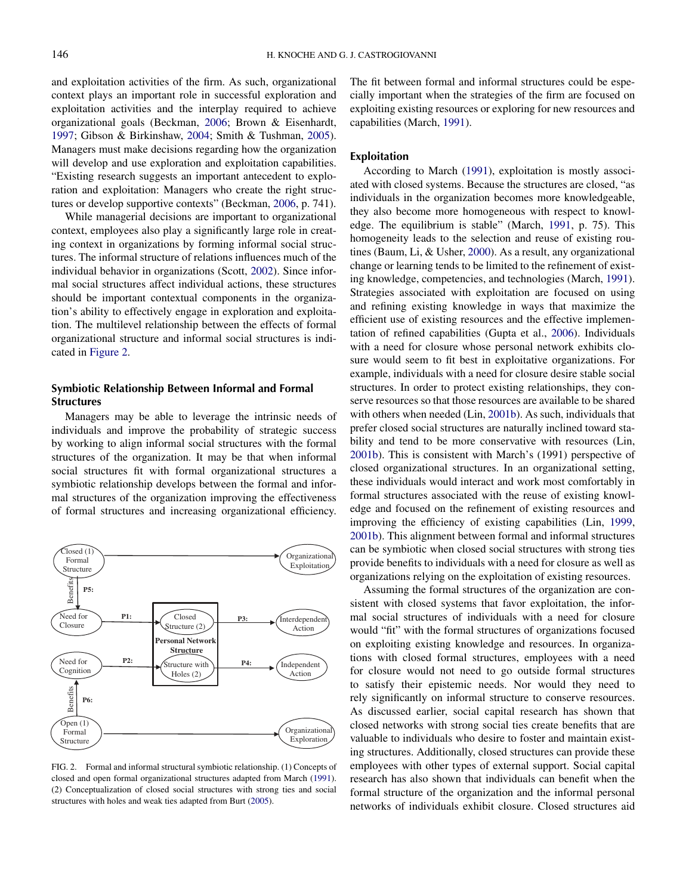and exploitation activities of the firm. As such, organizational context plays an important role in successful exploration and exploitation activities and the interplay required to achieve organizational goals (Beckman, 2006; Brown & Eisenhardt, 1997; Gibson & Birkinshaw, 2004; Smith & Tushman, 2005). Managers must make decisions regarding how the organization will develop and use exploration and exploitation capabilities. "Existing research suggests an important antecedent to exploration and exploitation: Managers who create the right structures or develop supportive contexts" (Beckman, 2006, p. 741).

While managerial decisions are important to organizational context, employees also play a significantly large role in creating context in organizations by forming informal social structures. The informal structure of relations influences much of the individual behavior in organizations (Scott, 2002). Since informal social structures affect individual actions, these structures should be important contextual components in the organization's ability to effectively engage in exploration and exploitation. The multilevel relationship between the effects of formal organizational structure and informal social structures is indicated in Figure 2.

## Symbiotic Relationship Between Informal and Formal Structures

Managers may be able to leverage the intrinsic needs of individuals and improve the probability of strategic success by working to align informal social structures with the formal structures of the organization. It may be that when informal social structures fit with formal organizational structures a symbiotic relationship develops between the formal and informal structures of the organization improving the effectiveness of formal structures and increasing organizational efficiency.

Closed (1) Formal Structure
Organizational Exploitation
Benefits
P5:
Need for Closure
P1:
Closed Structure (2)
P3:
Interdependent Action
Personal Network Structure
Need for Cognition
P2:
Structure with Holes (2)
P4:
Independent Action
Benefits
P6:
Open (1) Formal Structure
Organizational Exploration

FIG. 2. Formal and informal structural symbiotic relationship. (1) Concepts of closed and open formal organizational structures adapted from March (1991). (2) Conceptualization of closed social structures with strong ties and social structures with holes and weak ties adapted from Burt (2005).

The fit between formal and informal structures could be especially important when the strategies of the firm are focused on exploiting existing resources or exploring for new resources and capabilities (March, 1991).

## Exploitation

According to March (1991), exploitation is mostly associated with closed systems. Because the structures are closed, "as individuals in the organization becomes more knowledgeable, they also become more homogeneous with respect to knowledge. The equilibrium is stable" (March, 1991, p. 75). This homogeneity leads to the selection and reuse of existing routines (Baum, Li, & Usher, 2000). As a result, any organizational change or learning tends to be limited to the refinement of existing knowledge, competencies, and technologies (March, 1991). Strategies associated with exploitation are focused on using and refining existing knowledge in ways that maximize the efficient use of existing resources and the effective implementation of refined capabilities (Gupta et al., 2006). Individuals with a need for closure whose personal network exhibits closure would seem to fit best in exploitative organizations. For example, individuals with a need for closure desire stable social structures. In order to protect existing relationships, they conserve resources so that those resources are available to be shared with others when needed (Lin, 2001b). As such, individuals that prefer closed social structures are naturally inclined toward stability and tend to be more conservative with resources (Lin, 2001b). This is consistent with March's (1991) perspective of closed organizational structures. In an organizational setting, these individuals would interact and work most comfortably in formal structures associated with the reuse of existing knowledge and focused on the refinement of existing resources and improving the efficiency of existing capabilities (Lin, 1999, 2001b). This alignment between formal and informal structures can be symbiotic when closed social structures with strong ties provide benefits to individuals with a need for closure as well as organizations relying on the exploitation of existing resources.

Assuming the formal structures of the organization are consistent with closed systems that favor exploitation, the informal social structures of individuals with a need for closure would "fit" with the formal structures of organizations focused on exploiting existing knowledge and resources. In organizations with closed formal structures, employees with a need for closure would not need to go outside formal structures to satisfy their epistemic needs. Nor would they need to rely significantly on informal structure to conserve resources. As discussed earlier, social capital research has shown that closed networks with strong social ties create benefits that are valuable to individuals who desire to foster and maintain existing structures. Additionally, closed structures can provide these employees with other types of external support. Social capital research has also shown that individuals can benefit when the formal structure of the organization and the informal personal networks of individuals exhibit closure. Closed structures aid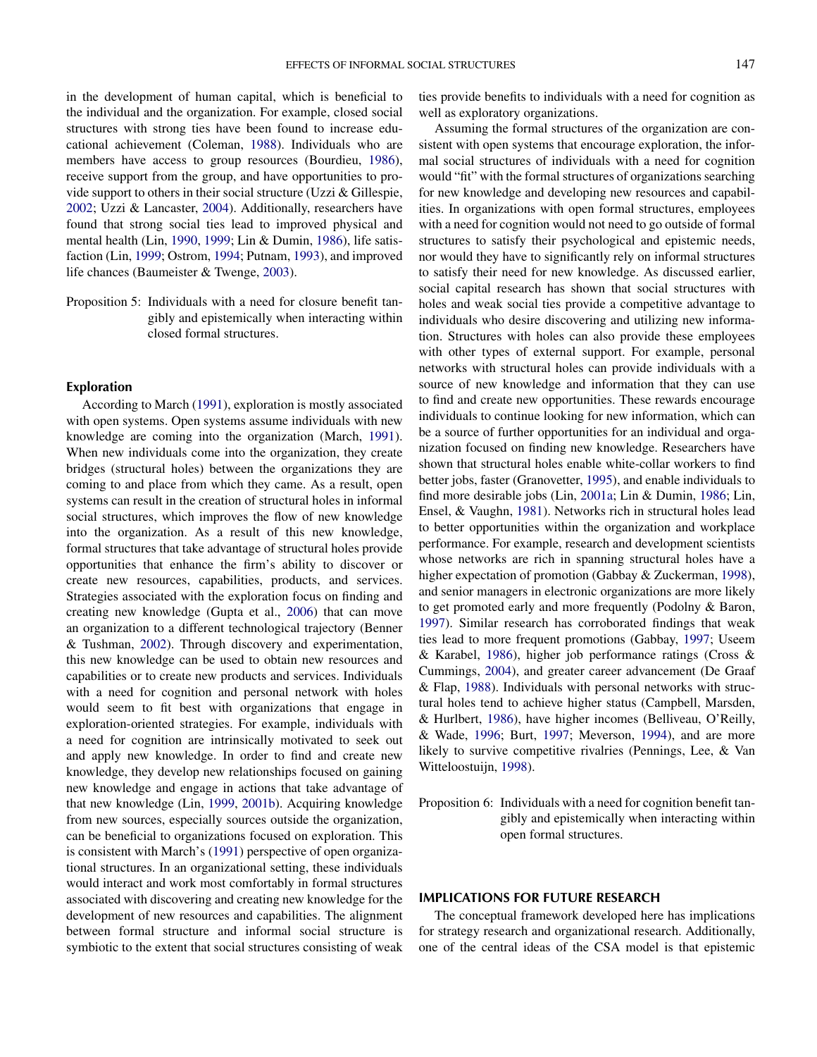in the development of human capital, which is beneficial to the individual and the organization. For example, closed social structures with strong ties have been found to increase educational achievement (Coleman, 1988). Individuals who are members have access to group resources (Bourdieu, 1986), receive support from the group, and have opportunities to provide support to others in their social structure (Uzzi & Gillespie, 2002; Uzzi & Lancaster, 2004). Additionally, researchers have found that strong social ties lead to improved physical and mental health (Lin, 1990, 1999; Lin & Dumin, 1986), life satisfaction (Lin, 1999; Ostrom, 1994; Putnam, 1993), and improved life chances (Baumeister & Twenge, 2003).

Proposition 5: Individuals with a need for closure benefit tangibly and epistemically when interacting within closed formal structures.

### Exploration

According to March (1991), exploration is mostly associated with open systems. Open systems assume individuals with new knowledge are coming into the organization (March, 1991). When new individuals come into the organization, they create bridges (structural holes) between the organizations they are coming to and place from which they came. As a result, open systems can result in the creation of structural holes in informal social structures, which improves the flow of new knowledge into the organization. As a result of this new knowledge, formal structures that take advantage of structural holes provide opportunities that enhance the firm's ability to discover or create new resources, capabilities, products, and services. Strategies associated with the exploration focus on finding and creating new knowledge (Gupta et al., 2006) that can move an organization to a different technological trajectory (Benner & Tushman, 2002). Through discovery and experimentation, this new knowledge can be used to obtain new resources and capabilities or to create new products and services. Individuals with a need for cognition and personal network with holes would seem to fit best with organizations that engage in exploration-oriented strategies. For example, individuals with a need for cognition are intrinsically motivated to seek out and apply new knowledge. In order to find and create new knowledge, they develop new relationships focused on gaining new knowledge and engage in actions that take advantage of that new knowledge (Lin, 1999, 2001b). Acquiring knowledge from new sources, especially sources outside the organization, can be beneficial to organizations focused on exploration. This is consistent with March's (1991) perspective of open organizational structures. In an organizational setting, these individuals would interact and work most comfortably in formal structures associated with discovering and creating new knowledge for the development of new resources and capabilities. The alignment between formal structure and informal social structure is symbiotic to the extent that social structures consisting of weak ties provide benefits to individuals with a need for cognition as well as exploratory organizations.

Assuming the formal structures of the organization are consistent with open systems that encourage exploration, the informal social structures of individuals with a need for cognition would "fit" with the formal structures of organizations searching for new knowledge and developing new resources and capabilities. In organizations with open formal structures, employees with a need for cognition would not need to go outside of formal structures to satisfy their psychological and epistemic needs, nor would they have to significantly rely on informal structures to satisfy their need for new knowledge. As discussed earlier, social capital research has shown that social structures with holes and weak social ties provide a competitive advantage to individuals who desire discovering and utilizing new information. Structures with holes can also provide these employees with other types of external support. For example, personal networks with structural holes can provide individuals with a source of new knowledge and information that they can use to find and create new opportunities. These rewards encourage individuals to continue looking for new information, which can be a source of further opportunities for an individual and organization focused on finding new knowledge. Researchers have shown that structural holes enable white-collar workers to find better jobs, faster (Granovetter, 1995), and enable individuals to find more desirable jobs (Lin, 2001a; Lin & Dumin, 1986; Lin, Ensel, & Vaughn, 1981). Networks rich in structural holes lead to better opportunities within the organization and workplace performance. For example, research and development scientists whose networks are rich in spanning structural holes have a higher expectation of promotion (Gabbay & Zuckerman, 1998), and senior managers in electronic organizations are more likely to get promoted early and more frequently (Podolny & Baron, 1997). Similar research has corroborated findings that weak ties lead to more frequent promotions (Gabbay, 1997; Useem & Karabel, 1986), higher job performance ratings (Cross & Cummings, 2004), and greater career advancement (De Graaf & Flap, 1988). Individuals with personal networks with structural holes tend to achieve higher status (Campbell, Marsden, & Hurlbert, 1986), have higher incomes (Belliveau, O'Reilly, & Wade, 1996; Burt, 1997; Meverson, 1994), and are more likely to survive competitive rivalries (Pennings, Lee, & Van Witteloostuijn, 1998).

Proposition 6: Individuals with a need for cognition benefit tangibly and epistemically when interacting within open formal structures.

## IMPLICATIONS FOR FUTURE RESEARCH

The conceptual framework developed here has implications for strategy research and organizational research. Additionally, one of the central ideas of the CSA model is that epistemic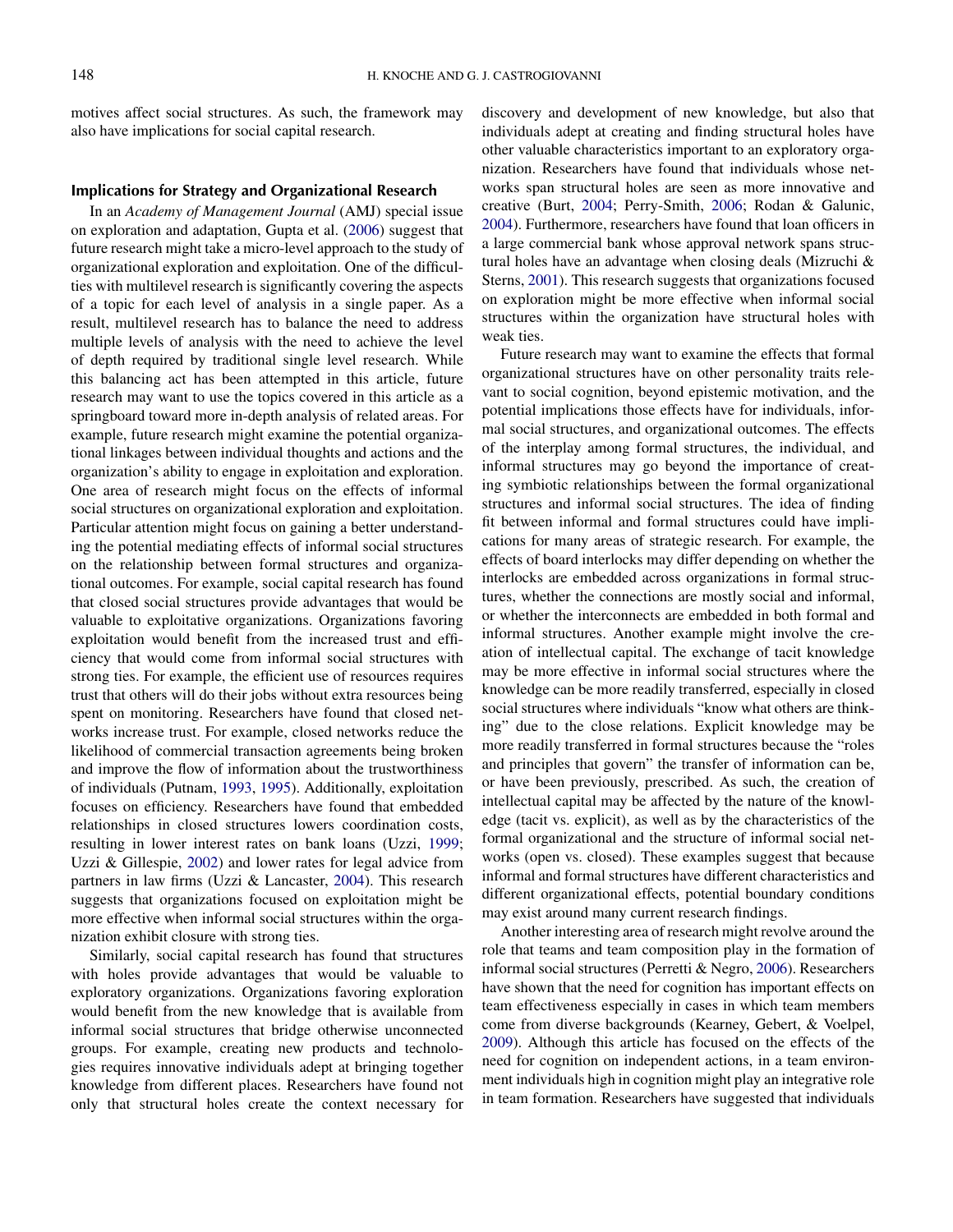motives affect social structures. As such, the framework may also have implications for social capital research.

## Implications for Strategy and Organizational Research

In an *Academy of Management Journal* (AMJ) special issue on exploration and adaptation, Gupta et al. (2006) suggest that future research might take a micro-level approach to the study of organizational exploration and exploitation. One of the difficulties with multilevel research is significantly covering the aspects of a topic for each level of analysis in a single paper. As a result, multilevel research has to balance the need to address multiple levels of analysis with the need to achieve the level of depth required by traditional single level research. While this balancing act has been attempted in this article, future research may want to use the topics covered in this article as a springboard toward more in-depth analysis of related areas. For example, future research might examine the potential organizational linkages between individual thoughts and actions and the organization's ability to engage in exploitation and exploration. One area of research might focus on the effects of informal social structures on organizational exploration and exploitation. Particular attention might focus on gaining a better understanding the potential mediating effects of informal social structures on the relationship between formal structures and organizational outcomes. For example, social capital research has found that closed social structures provide advantages that would be valuable to exploitative organizations. Organizations favoring exploitation would benefit from the increased trust and efficiency that would come from informal social structures with strong ties. For example, the efficient use of resources requires trust that others will do their jobs without extra resources being spent on monitoring. Researchers have found that closed networks increase trust. For example, closed networks reduce the likelihood of commercial transaction agreements being broken and improve the flow of information about the trustworthiness of individuals (Putnam, 1993, 1995). Additionally, exploitation focuses on efficiency. Researchers have found that embedded relationships in closed structures lowers coordination costs, resulting in lower interest rates on bank loans (Uzzi, 1999; Uzzi & Gillespie, 2002) and lower rates for legal advice from partners in law firms (Uzzi & Lancaster, 2004). This research suggests that organizations focused on exploitation might be more effective when informal social structures within the organization exhibit closure with strong ties.

Similarly, social capital research has found that structures with holes provide advantages that would be valuable to exploratory organizations. Organizations favoring exploration would benefit from the new knowledge that is available from informal social structures that bridge otherwise unconnected groups. For example, creating new products and technologies requires innovative individuals adept at bringing together knowledge from different places. Researchers have found not only that structural holes create the context necessary for discovery and development of new knowledge, but also that individuals adept at creating and finding structural holes have other valuable characteristics important to an exploratory organization. Researchers have found that individuals whose networks span structural holes are seen as more innovative and creative (Burt, 2004; Perry-Smith, 2006; Rodan & Galunic, 2004). Furthermore, researchers have found that loan officers in a large commercial bank whose approval network spans structural holes have an advantage when closing deals (Mizruchi & Sterns, 2001). This research suggests that organizations focused on exploration might be more effective when informal social structures within the organization have structural holes with weak ties.

Future research may want to examine the effects that formal organizational structures have on other personality traits relevant to social cognition, beyond epistemic motivation, and the potential implications those effects have for individuals, informal social structures, and organizational outcomes. The effects of the interplay among formal structures, the individual, and informal structures may go beyond the importance of creating symbiotic relationships between the formal organizational structures and informal social structures. The idea of finding fit between informal and formal structures could have implications for many areas of strategic research. For example, the effects of board interlocks may differ depending on whether the interlocks are embedded across organizations in formal structures, whether the connections are mostly social and informal, or whether the interconnects are embedded in both formal and informal structures. Another example might involve the creation of intellectual capital. The exchange of tacit knowledge may be more effective in informal social structures where the knowledge can be more readily transferred, especially in closed social structures where individuals "know what others are thinking" due to the close relations. Explicit knowledge may be more readily transferred in formal structures because the "roles and principles that govern" the transfer of information can be, or have been previously, prescribed. As such, the creation of intellectual capital may be affected by the nature of the knowledge (tacit vs. explicit), as well as by the characteristics of the formal organizational and the structure of informal social networks (open vs. closed). These examples suggest that because informal and formal structures have different characteristics and different organizational effects, potential boundary conditions may exist around many current research findings.

Another interesting area of research might revolve around the role that teams and team composition play in the formation of informal social structures (Perretti & Negro, 2006). Researchers have shown that the need for cognition has important effects on team effectiveness especially in cases in which team members come from diverse backgrounds (Kearney, Gebert, & Voelpel, 2009). Although this article has focused on the effects of the need for cognition on independent actions, in a team environment individuals high in cognition might play an integrative role in team formation. Researchers have suggested that individuals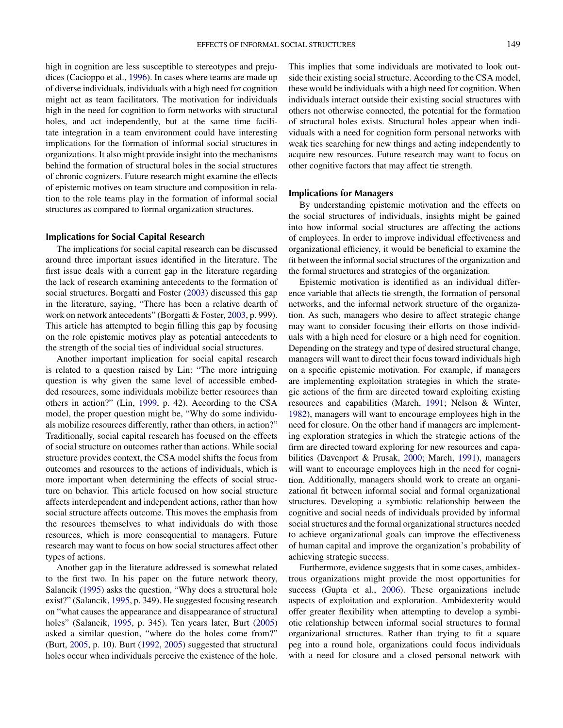high in cognition are less susceptible to stereotypes and prejudices (Cacioppo et al., 1996). In cases where teams are made up of diverse individuals, individuals with a high need for cognition might act as team facilitators. The motivation for individuals high in the need for cognition to form networks with structural holes, and act independently, but at the same time facilitate integration in a team environment could have interesting implications for the formation of informal social structures in organizations. It also might provide insight into the mechanisms behind the formation of structural holes in the social structures of chronic cognizers. Future research might examine the effects of epistemic motives on team structure and composition in relation to the role teams play in the formation of informal social structures as compared to formal organization structures.

### Implications for Social Capital Research

The implications for social capital research can be discussed around three important issues identified in the literature. The first issue deals with a current gap in the literature regarding the lack of research examining antecedents to the formation of social structures. Borgatti and Foster (2003) discussed this gap in the literature, saying, "There has been a relative dearth of work on network antecedents" (Borgatti & Foster, 2003, p. 999). This article has attempted to begin filling this gap by focusing on the role epistemic motives play as potential antecedents to the strength of the social ties of individual social structures.

Another important implication for social capital research is related to a question raised by Lin: "The more intriguing question is why given the same level of accessible embedded resources, some individuals mobilize better resources than others in action?" (Lin, 1999, p. 42). According to the CSA model, the proper question might be, "Why do some individuals mobilize resources differently, rather than others, in action?" Traditionally, social capital research has focused on the effects of social structure on outcomes rather than actions. While social structure provides context, the CSA model shifts the focus from outcomes and resources to the actions of individuals, which is more important when determining the effects of social structure on behavior. This article focused on how social structure affects interdependent and independent actions, rather than how social structure affects outcome. This moves the emphasis from the resources themselves to what individuals do with those resources, which is more consequential to managers. Future research may want to focus on how social structures affect other types of actions.

Another gap in the literature addressed is somewhat related to the first two. In his paper on the future network theory, Salancik (1995) asks the question, "Why does a structural hole exist?" (Salancik, 1995, p. 349). He suggested focusing research on "what causes the appearance and disappearance of structural holes" (Salancik, 1995, p. 345). Ten years later, Burt (2005) asked a similar question, "where do the holes come from?" (Burt, 2005, p. 10). Burt (1992, 2005) suggested that structural holes occur when individuals perceive the existence of the hole. This implies that some individuals are motivated to look outside their existing social structure. According to the CSA model, these would be individuals with a high need for cognition. When individuals interact outside their existing social structures with others not otherwise connected, the potential for the formation of structural holes exists. Structural holes appear when individuals with a need for cognition form personal networks with weak ties searching for new things and acting independently to acquire new resources. Future research may want to focus on other cognitive factors that may affect tie strength.

### Implications for Managers

By understanding epistemic motivation and the effects on the social structures of individuals, insights might be gained into how informal social structures are affecting the actions of employees. In order to improve individual effectiveness and organizational efficiency, it would be beneficial to examine the fit between the informal social structures of the organization and the formal structures and strategies of the organization.

Epistemic motivation is identified as an individual difference variable that affects tie strength, the formation of personal networks, and the informal network structure of the organization. As such, managers who desire to affect strategic change may want to consider focusing their efforts on those individuals with a high need for closure or a high need for cognition. Depending on the strategy and type of desired structural change, managers will want to direct their focus toward individuals high on a specific epistemic motivation. For example, if managers are implementing exploitation strategies in which the strategic actions of the firm are directed toward exploiting existing resources and capabilities (March, 1991; Nelson & Winter, 1982), managers will want to encourage employees high in the need for closure. On the other hand if managers are implementing exploration strategies in which the strategic actions of the firm are directed toward exploring for new resources and capabilities (Davenport & Prusak, 2000; March, 1991), managers will want to encourage employees high in the need for cognition. Additionally, managers should work to create an organizational fit between informal social and formal organizational structures. Developing a symbiotic relationship between the cognitive and social needs of individuals provided by informal social structures and the formal organizational structures needed to achieve organizational goals can improve the effectiveness of human capital and improve the organization's probability of achieving strategic success.

Furthermore, evidence suggests that in some cases, ambidextrous organizations might provide the most opportunities for success (Gupta et al., 2006). These organizations include aspects of exploitation and exploration. Ambidexterity would offer greater flexibility when attempting to develop a symbiotic relationship between informal social structures to formal organizational structures. Rather than trying to fit a square peg into a round hole, organizations could focus individuals with a need for closure and a closed personal network with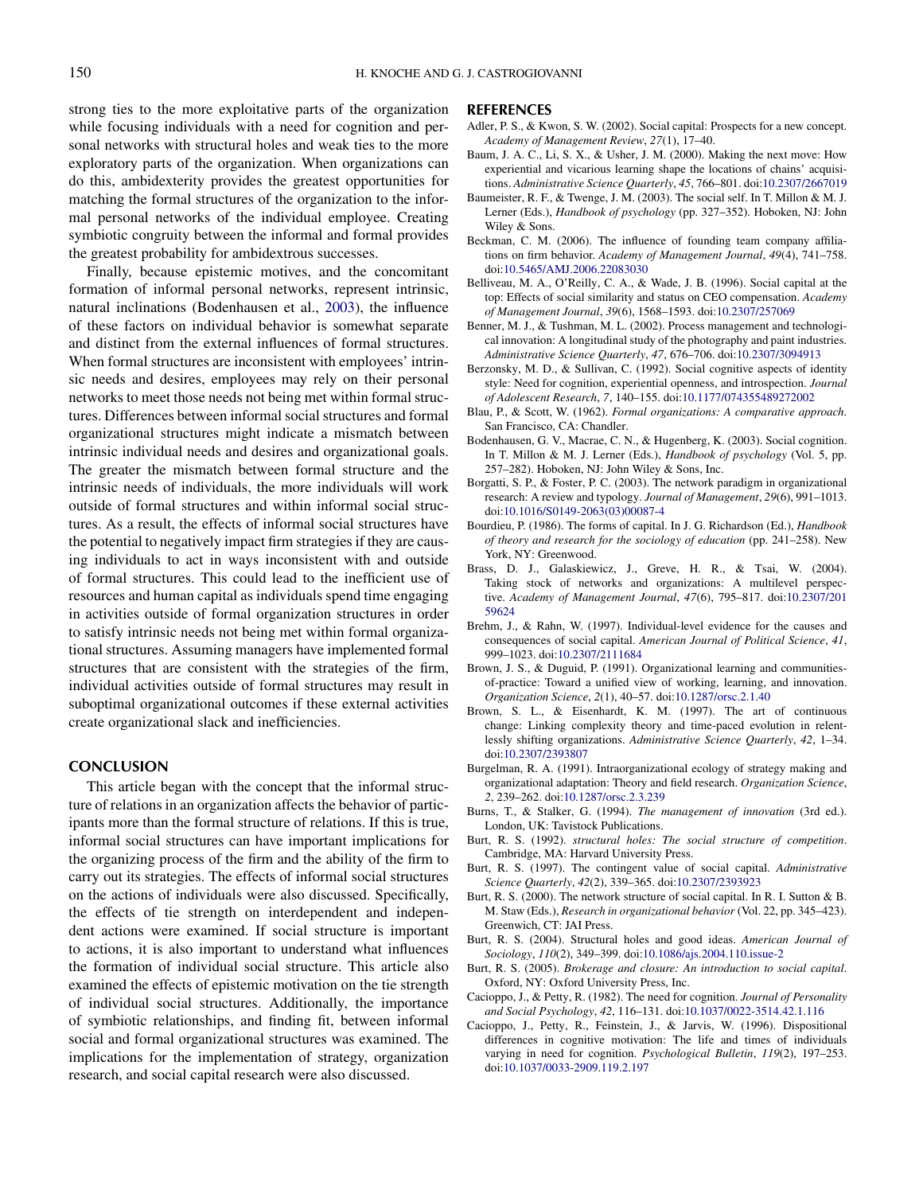strong ties to the more exploitative parts of the organization while focusing individuals with a need for cognition and personal networks with structural holes and weak ties to the more exploratory parts of the organization. When organizations can do this, ambidexterity provides the greatest opportunities for matching the formal structures of the organization to the informal personal networks of the individual employee. Creating symbiotic congruity between the informal and formal provides the greatest probability for ambidextrous successes.

Finally, because epistemic motives, and the concomitant formation of informal personal networks, represent intrinsic, natural inclinations (Bodenhausen et al., 2003), the influence of these factors on individual behavior is somewhat separate and distinct from the external influences of formal structures. When formal structures are inconsistent with employees' intrinsic needs and desires, employees may rely on their personal networks to meet those needs not being met within formal structures. Differences between informal social structures and formal organizational structures might indicate a mismatch between intrinsic individual needs and desires and organizational goals. The greater the mismatch between formal structure and the intrinsic needs of individuals, the more individuals will work outside of formal structures and within informal social structures. As a result, the effects of informal social structures have the potential to negatively impact firm strategies if they are causing individuals to act in ways inconsistent with and outside of formal structures. This could lead to the inefficient use of resources and human capital as individuals spend time engaging in activities outside of formal organization structures in order to satisfy intrinsic needs not being met within formal organizational structures. Assuming managers have implemented formal structures that are consistent with the strategies of the firm, individual activities outside of formal structures may result in suboptimal organizational outcomes if these external activities create organizational slack and inefficiencies.

## CONCLUSION

This article began with the concept that the informal structure of relations in an organization affects the behavior of participants more than the formal structure of relations. If this is true, informal social structures can have important implications for the organizing process of the firm and the ability of the firm to carry out its strategies. The effects of informal social structures on the actions of individuals were also discussed. Specifically, the effects of tie strength on interdependent and independent actions were examined. If social structure is important to actions, it is also important to understand what influences the formation of individual social structure. This article also examined the effects of epistemic motivation on the tie strength of individual social structures. Additionally, the importance of symbiotic relationships, and finding fit, between informal social and formal organizational structures was examined. The implications for the implementation of strategy, organization research, and social capital research were also discussed.

## REFERENCES

Adler, P. S., & Kwon, S. W. (2002). Social capital: Prospects for a new concept. *Academy of Management Review*, *27*(1), 17–40.

Baum, J. A. C., Li, S. X., & Usher, J. M. (2000). Making the next move: How experiential and vicarious learning shape the locations of chains' acquisitions. *Administrative Science Quarterly*, *45*, 766–801. doi:10.2307/2667019

Baumeister, R. F., & Twenge, J. M. (2003). The social self. In T. Millon & M. J. Lerner (Eds.), *Handbook of psychology* (pp. 327–352). Hoboken, NJ: John Wiley & Sons.

Beckman, C. M. (2006). The influence of founding team company affiliations on firm behavior. *Academy of Management Journal*, *49*(4), 741–758. doi:10.5465/AMJ.2006.22083030

Belliveau, M. A., O'Reilly, C. A., & Wade, J. B. (1996). Social capital at the top: Effects of social similarity and status on CEO compensation. *Academy of Management Journal*, *39*(6), 1568–1593. doi:10.2307/257069

Benner, M. J., & Tushman, M. L. (2002). Process management and technological innovation: A longitudinal study of the photography and paint industries. *Administrative Science Quarterly*, *47*, 676–706. doi:10.2307/3094913

Berzonsky, M. D., & Sullivan, C. (1992). Social cognitive aspects of identity style: Need for cognition, experiential openness, and introspection. *Journal of Adolescent Research*, *7*, 140–155. doi:10.1177/074355489272002

Blau, P., & Scott, W. (1962). *Formal organizations: A comparative approach*. San Francisco, CA: Chandler.

Bodenhausen, G. V., Macrae, C. N., & Hugenberg, K. (2003). Social cognition. In T. Millon & M. J. Lerner (Eds.), *Handbook of psychology* (Vol. 5, pp. 257–282). Hoboken, NJ: John Wiley & Sons, Inc.

Borgatti, S. P., & Foster, P. C. (2003). The network paradigm in organizational research: A review and typology. *Journal of Management*, *29*(6), 991–1013. doi:10.1016/S0149-2063(03)00087-4

Bourdieu, P. (1986). The forms of capital. In J. G. Richardson (Ed.), *Handbook of theory and research for the sociology of education* (pp. 241–258). New York, NY: Greenwood.

Brass, D. J., Galaskiewicz, J., Greve, H. R., & Tsai, W. (2004). Taking stock of networks and organizations: A multilevel perspective. *Academy of Management Journal*, *47*(6), 795–817. doi:10.2307/20159624

Brehm, J., & Rahn, W. (1997). Individual-level evidence for the causes and consequences of social capital. *American Journal of Political Science*, *41*, 999–1023. doi:10.2307/2111684

Brown, J. S., & Duguid, P. (1991). Organizational learning and communities-of-practice: Toward a unified view of working, learning, and innovation. *Organization Science*, *2*(1), 40–57. doi:10.1287/orsc.2.1.40

Brown, S. L., & Eisenhardt, K. M. (1997). The art of continuous change: Linking complexity theory and time-paced evolution in relentlessly shifting organizations. *Administrative Science Quarterly*, *42*, 1–34. doi:10.2307/2393807

Burgelman, R. A. (1991). Intraorganizational ecology of strategy making and organizational adaptation: Theory and field research. *Organization Science*, *2*, 239–262. doi:10.1287/orsc.2.3.239

Burns, T., & Stalker, G. (1994). *The management of innovation* (3rd ed.). London, UK: Tavistock Publications.

Burt, R. S. (1992). *structural holes: The social structure of competition*. Cambridge, MA: Harvard University Press.

Burt, R. S. (1997). The contingent value of social capital. *Administrative Science Quarterly*, *42*(2), 339–365. doi:10.2307/2393923

Burt, R. S. (2000). The network structure of social capital. In R. I. Sutton & B. M. Staw (Eds.), *Research in organizational behavior* (Vol. 22, pp. 345–423). Greenwich, CT: JAI Press.

Burt, R. S. (2004). Structural holes and good ideas. *American Journal of Sociology*, *110*(2), 349–399. doi:10.1086/ajs.2004.110.issue-2

Burt, R. S. (2005). *Brokerage and closure: An introduction to social capital*. Oxford, NY: Oxford University Press, Inc.

Cacioppo, J., & Petty, R. (1982). The need for cognition. *Journal of Personality and Social Psychology*, *42*, 116–131. doi:10.1037/0022-3514.42.1.116

Cacioppo, J., Petty, R., Feinstein, J., & Jarvis, W. (1996). Dispositional differences in cognitive motivation: The life and times of individuals varying in need for cognition. *Psychological Bulletin*, *119*(2), 197–253. doi:10.1037/0033-2909.119.2.197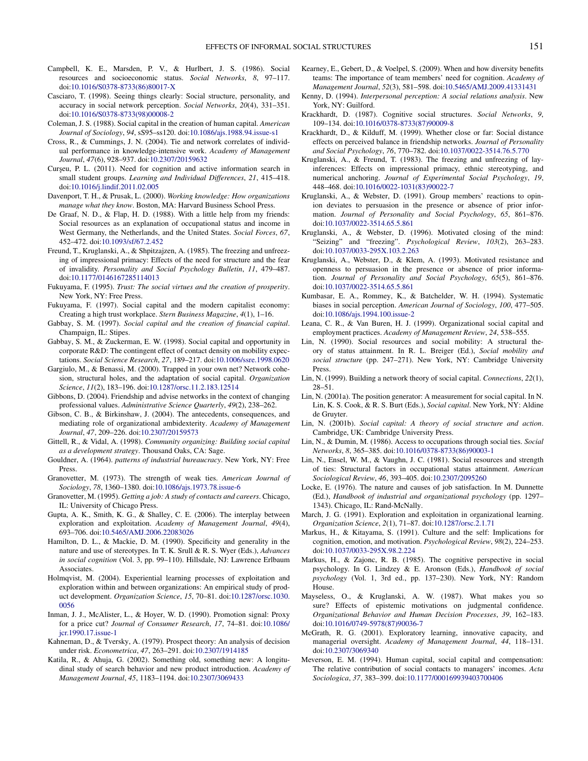Campbell, K. E., Marsden, P. V., & Hurlbert, J. S. (1986). Social resources and socioeconomic status. *Social Networks*, *8*, 97–117. doi:10.1016/S0378-8733(86)80017-X

Casciaro, T. (1998). Seeing things clearly: Social structure, personality, and accuracy in social network perception. *Social Networks*, *20*(4), 331–351. doi:10.1016/S0378-8733(98)00008-2

Coleman, J. S. (1988). Social capital in the creation of human capital. *American Journal of Sociology*, *94*, sS95–ss120. doi:10.1086/ajs.1988.94.issue-s1

Cross, R., & Cummings, J. N. (2004). Tie and network correlates of individual performance in knowledge-intensive work. *Academy of Management Journal*, *47*(6), 928–937. doi:10.2307/20159632

Curşeu, P. L. (2011). Need for cognition and active information search in small student groups. *Learning and Individual Differences*, *21*, 415–418. doi:10.1016/j.lindif.2011.02.005

Davenport, T. H., & Prusak, L. (2000). *Working knowledge: How organizations manage what they know*. Boston, MA: Harvard Business School Press.

De Graaf, N. D., & Flap, H. D. (1988). With a little help from my friends: Social resources as an explanation of occupational status and income in West Germany, the Netherlands, and the United States. *Social Forces*, *67*, 452–472. doi:10.1093/sf/67.2.452

Freund, T., Kruglanski, A., & Shpitzajzen, A. (1985). The freezing and unfreezing of impressional primacy: Effects of the need for structure and the fear of invalidity. *Personality and Social Psychology Bulletin*, *11*, 479–487. doi:10.1177/0146167285114013

Fukuyama, F. (1995). *Trust: The social virtues and the creation of prosperity*. New York, NY: Free Press.

Fukuyama, F. (1997). Social capital and the modern capitalist economy: Creating a high trust workplace. *Stern Business Magazine*, *4*(1), 1–16.

Gabbay, S. M. (1997). *Social capital and the creation of financial capital*. Champaign, IL: Stipes.

Gabbay, S. M., & Zuckerman, E. W. (1998). Social capital and opportunity in corporate R&D: The contingent effect of contact density on mobility expectations. *Social Science Research*, *27*, 189–217. doi:10.1006/ssre.1998.0620

Gargiulo, M., & Benassi, M. (2000). Trapped in your own net? Network cohesion, structural holes, and the adaptation of social capital. *Organization Science*, *11*(2), 183–196. doi:10.1287/orsc.11.2.183.12514

Gibbons, D. (2004). Friendship and advise networks in the context of changing professional values. *Administrative Science Quarterly*, *49*(2), 238–262.

Gibson, C. B., & Birkinshaw, J. (2004). The antecedents, consequences, and mediating role of organizational ambidexterity. *Academy of Management Journal*, *47*, 209–226. doi:10.2307/20159573

Gittell, R., & Vidal, A. (1998). *Community organizing: Building social capital as a development strategy*. Thousand Oaks, CA: Sage.

Gouldner, A. (1964). *patterns of industrial bureaucracy*. New York, NY: Free Press.

Granovetter, M. (1973). The strength of weak ties. *American Journal of Sociology*, *78*, 1360–1380. doi:10.1086/ajs.1973.78.issue-6

Granovetter, M. (1995). *Getting a job: A study of contacts and careers*. Chicago, IL: University of Chicago Press.

Gupta, A. K., Smith, K. G., & Shalley, C. E. (2006). The interplay between exploration and exploitation. *Academy of Management Journal*, *49*(4), 693–706. doi:10.5465/AMJ.2006.22083026

Hamilton, D. L., & Mackie, D. M. (1990). Specificity and generality in the nature and use of stereotypes. In T. K. Srull & R. S. Wyer (Eds.), *Advances in social cognition* (Vol. 3, pp. 99–110). Hillsdale, NJ: Lawrence Erlbaum Associates.

Holmqvist, M. (2004). Experiential learning processes of exploitation and exploration within and between organizations: An empirical study of product development. *Organization Science*, *15*, 70–81. doi:10.1287/orsc.1030.0056

Inman, J. J., McAlister, L., & Hoyer, W. D. (1990). Promotion signal: Proxy for a price cut? *Journal of Consumer Research*, *17*, 74–81. doi:10.1086/jcr.1990.17.issue-1

Kahneman, D., & Tversky, A. (1979). Prospect theory: An analysis of decision under risk. *Econometrica*, *47*, 263–291. doi:10.2307/1914185

Katila, R., & Ahuja, G. (2002). Something old, something new: A longitudinal study of search behavior and new product introduction. *Academy of Management Journal*, *45*, 1183–1194. doi:10.2307/3069433

Kearney, E., Gebert, D., & Voelpel, S. (2009). When and how diversity benefits teams: The importance of team members' need for cognition. *Academy of Management Journal*, *52*(3), 581–598. doi:10.5465/AMJ.2009.41331431

Kenny, D. (1994). *Interpersonal perception: A social relations analysis*. New York, NY: Guilford.

Krackhardt, D. (1987). Cognitive social structures. *Social Networks*, *9*, 109–134. doi:10.1016/0378-8733(87)90009-8

Krackhardt, D., & Kilduff, M. (1999). Whether close or far: Social distance effects on perceived balance in friendship networks. *Journal of Personality and Social Psychology*, *76*, 770–782. doi:10.1037/0022-3514.76.5.770

Kruglanski, A., & Freund, T. (1983). The freezing and unfreezing of lay-inferences: Effects on impressional primacy, ethnic stereotyping, and numerical anchoring. *Journal of Experimental Social Psychology*, *19*, 448–468. doi:10.1016/0022-1031(83)90022-7

Kruglanski, A., & Webster, D. (1991). Group members' reactions to opinion deviates to persuasion in the presence or absence of prior information. *Journal of Personality and Social Psychology*, *65*, 861–876. doi:10.1037/0022-3514.65.5.861

Kruglanski, A., & Webster, D. (1996). Motivated closing of the mind: "Seizing" and "freezing". *Psychological Review*, *103*(2), 263–283. doi:10.1037/0033-295X.103.2.263

Kruglanski, A., Webster, D., & Klem, A. (1993). Motivated resistance and openness to persuasion in the presence or absence of prior information. *Journal of Personality and Social Psychology*, *65*(5), 861–876. doi:10.1037/0022-3514.65.5.861

Kumbasar, E. A., Rommey, K., & Batchelder, W. H. (1994). Systematic biases in social perception. *American Journal of Sociology*, *100*, 477–505. doi:10.1086/ajs.1994.100.issue-2

Leana, C. R., & Van Buren, H. J. (1999). Organizational social capital and employment practices. *Academy of Management Review*, *24*, 538–555.

Lin, N. (1990). Social resources and social mobility: A structural theory of status attainment. In R. L. Breiger (Ed.), *Social mobility and social structure* (pp. 247–271). New York, NY: Cambridge University Press.

Lin, N. (1999). Building a network theory of social capital. *Connections*, *22*(1), 28–51.

Lin, N. (2001a). The position generator: A measurement for social capital. In N. Lin, K. S. Cook, & R. S. Burt (Eds.), *Social capital*. New York, NY: Aldine de Gruyter.

Lin, N. (2001b). *Social capital: A theory of social structure and action*. Cambridge, UK: Cambridge University Press.

Lin, N., & Dumin, M. (1986). Access to occupations through social ties. *Social Networks*, *8*, 365–385. doi:10.1016/0378-8733(86)90003-1

Lin, N., Ensel, W. M., & Vaughn, J. C. (1981). Social resources and strength of ties: Structural factors in occupational status attainment. *American Sociological Review*, *46*, 393–405. doi:10.2307/2095260

Locke, E. (1976). The nature and causes of job satisfaction. In M. Dunnette (Ed.), *Handbook of industrial and organizational psychology* (pp. 1297–1343). Chicago, IL: Rand-McNally.

March, J. G. (1991). Exploration and exploitation in organizational learning. *Organization Science*, *2*(1), 71–87. doi:10.1287/orsc.2.1.71

Markus, H., & Kitayama, S. (1991). Culture and the self: Implications for cognition, emotion, and motivation. *Psychological Review*, *98*(2), 224–253. doi:10.1037/0033-295X.98.2.224

Markus, H., & Zajonc, R. B. (1985). The cognitive perspective in social psychology. In G. Lindzey & E. Aronson (Eds.), *Handbook of social psychology* (Vol. 1, 3rd ed., pp. 137–230). New York, NY: Random House.

Mayseless, O., & Kruglanski, A. W. (1987). What makes you so sure? Effects of epistemic motivations on judgmental confidence. *Organizational Behavior and Human Decision Processes*, *39*, 162–183. doi:10.1016/0749-5978(87)90036-7

McGrath, R. G. (2001). Exploratory learning, innovative capacity, and managerial oversight. *Academy of Management Journal*, *44*, 118–131. doi:10.2307/3069340

Meverson, E. M. (1994). Human capital, social capital and compensation: The relative contribution of social contacts to managers' incomes. *Acta Sociologica*, *37*, 383–399. doi:10.1177/000169939403700406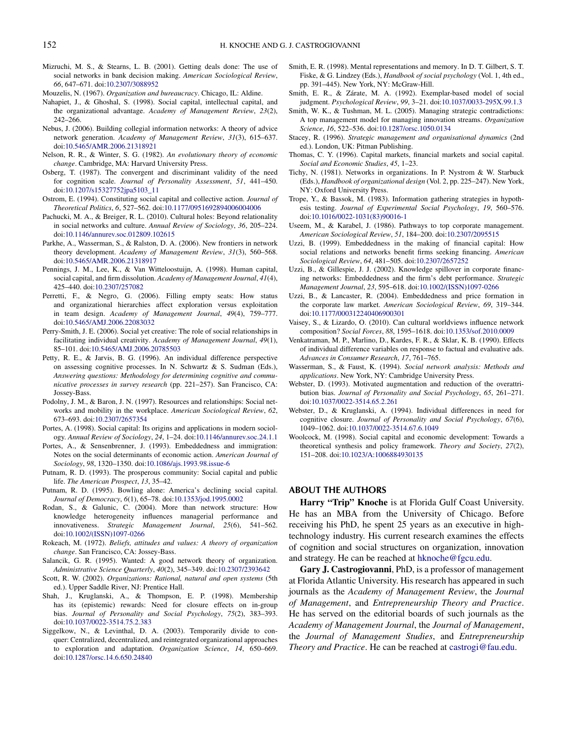Mizruchi, M. S., & Stearns, L. B. (2001). Getting deals done: The use of social networks in bank decision making. *American Sociological Review*, *66*, 647–671. doi:10.2307/3088952

Mouzelis, N. (1967). *Organization and bureaucracy*. Chicago, IL: Aldine.

Nahapiet, J., & Ghoshal, S. (1998). Social capital, intellectual capital, and the organizational advantage. *Academy of Management Review*, *23*(2), 242–266.

Nebus, J. (2006). Building collegial information networks: A theory of advice network generation. *Academy of Management Review*, *31*(3), 615–637. doi:10.5465/AMR.2006.21318921

Nelson, R. R., & Winter, S. G. (1982). *An evolutionary theory of economic change*. Cambridge, MA: Harvard University Press.

Osberg, T. (1987). The convergent and discriminant validity of the need for cognition scale. *Journal of Personality Assessment*, *51*, 441–450. doi:10.1207/s15327752jpa5103_11

Ostrom, E. (1994). Constituting social capital and collective action. *Journal of Theoretical Politics*, *6*, 527–562. doi:10.1177/0951692894006004006

Pachucki, M. A., & Breiger, R. L. (2010). Cultural holes: Beyond relationality in social networks and culture. *Annual Review of Sociology*, *36*, 205–224. doi:10.1146/annurev.soc.012809.102615

Parkhe, A., Wasserman, S., & Ralston, D. A. (2006). New frontiers in network theory development. *Academy of Management Review*, *31*(3), 560–568. doi:10.5465/AMR.2006.21318917

Pennings, J. M., Lee, K., & Van Witteloostuijn, A. (1998). Human capital, social capital, and firm dissolution. *Academy of Management Journal*, *41*(4), 425–440. doi:10.2307/257082

Perretti, F., & Negro, G. (2006). Filling empty seats: How status and organizational hierarchies affect exploration versus exploitation in team design. *Academy of Management Journal*, *49*(4), 759–777. doi:10.5465/AMJ.2006.22083032

Perry-Smith, J. E. (2006). Social yet creative: The role of social relationships in facilitating individual creativity. *Academy of Management Journal*, *49*(1), 85–101. doi:10.5465/AMJ.2006.20785503

Petty, R. E., & Jarvis, B. G. (1996). An individual difference perspective on assessing cognitive processes. In N. Schwartz & S. Sudman (Eds.), *Answering questions: Methodology for determining cognitive and communicative processes in survey research* (pp. 221–257). San Francisco, CA: Jossey-Bass.

Podolny, J. M., & Baron, J. N. (1997). Resources and relationships: Social networks and mobility in the workplace. *American Sociological Review*, *62*, 673–693. doi:10.2307/2657354

Portes, A. (1998). Social capital: Its origins and applications in modern sociology. *Annual Review of Sociology*, *24*, 1–24. doi:10.1146/annurev.soc.24.1.1

Portes, A., & Sensenbrenner, J. (1993). Embeddedness and immigration: Notes on the social determinants of economic action. *American Journal of Sociology*, *98*, 1320–1350. doi:10.1086/ajs.1993.98.issue-6

Putnam, R. D. (1993). The prosperous community: Social capital and public life. *The American Prospect*, *13*, 35–42.

Putnam, R. D. (1995). Bowling alone: America's declining social capital. *Journal of Democracy*, *6*(1), 65–78. doi:10.1353/jod.1995.0002

Rodan, S., & Galunic, C. (2004). More than network structure: How knowledge heterogeneity influences managerial performance and innovativeness. *Strategic Management Journal*, *25*(6), 541–562. doi:10.1002/(ISSN)1097-0266

Rokeach, M. (1972). *Beliefs, attitudes and values: A theory of organization change*. San Francisco, CA: Jossey-Bass.

Salancik, G. R. (1995). Wanted: A good network theory of organization. *Administrative Science Quarterly*, *40*(2), 345–349. doi:10.2307/2393642

Scott, R. W. (2002). *Organizations: Rational, natural and open systems* (5th ed.). Upper Saddle River, NJ: Prentice Hall.

Shah, J., Kruglanski, A., & Thompson, E. P. (1998). Membership has its (epistemic) rewards: Need for closure effects on in-group bias. *Journal of Personality and Social Psychology*, *75*(2), 383–393. doi:10.1037/0022-3514.75.2.383

Siggelkow, N., & Levinthal, D. A. (2003). Temporarily divide to conquer: Centralized, decentralized, and reintegrated organizational approaches to exploration and adaptation. *Organization Science*, *14*, 650–669. doi:10.1287/orsc.14.6.650.24840

Smith, E. R. (1998). Mental representations and memory. In D. T. Gilbert, S. T. Fiske, & G. Lindzey (Eds.), *Handbook of social psychology* (Vol. 1, 4th ed., pp. 391–445). New York, NY: McGraw-Hill.

Smith, E. R., & Zárate, M. A. (1992). Exemplar-based model of social judgment. *Psychological Review*, *99*, 3–21. doi:10.1037/0033-295X.99.1.3

Smith, W. K., & Tushman, M. L. (2005). Managing strategic contradictions: A top management model for managing innovation streams. *Organization Science*, *16*, 522–536. doi:10.1287/orsc.1050.0134

Stacey, R. (1996). *Strategic management and organisational dynamics* (2nd ed.). London, UK: Pitman Publishing.

Thomas, C. Y. (1996). Capital markets, financial markets and social capital. *Social and Economic Studies*, *45*, 1–23.

Tichy, N. (1981). Networks in organizations. In P. Nystrom & W. Starbuck (Eds.), *Handbook of organizational design* (Vol. 2, pp. 225–247). New York, NY: Oxford University Press.

Trope, Y., & Bassok, M. (1983). Information gathering strategies in hypothesis testing. *Journal of Experimental Social Psychology*, *19*, 560–576. doi:10.1016/0022-1031(83)90016-1

Useem, M., & Karabel, J. (1986). Pathways to top corporate management. *American Sociological Review*, *51*, 184–200. doi:10.2307/2095515

Uzzi, B. (1999). Embeddedness in the making of financial capital: How social relations and networks benefit firms seeking financing. *American Sociological Review*, *64*, 481–505. doi:10.2307/2657252

Uzzi, B., & Gillespie, J. J. (2002). Knowledge spillover in corporate financing networks: Embeddedness and the firm's debt performance. *Strategic Management Journal*, *23*, 595–618. doi:10.1002/(ISSN)1097-0266

Uzzi, B., & Lancaster, R. (2004). Embeddedness and price formation in the corporate law market. *American Sociological Review*, *69*, 319–344. doi:10.1177/000312240406900301

Vaisey, S., & Lizardo, O. (2010). Can cultural worldviews influence network composition? *Social Forces*, *88*, 1595–1618. doi:10.1353/sof.2010.0009

Venkatraman, M. P., Marlino, D., Kardes, F. R., & Sklar, K. B. (1990). Effects of individual difference variables on response to factual and evaluative ads. *Advances in Consumer Research*, *17*, 761–765.

Wasserman, S., & Faust, K. (1994). *Social network analysis: Methods and applications*. New York, NY: Cambridge University Press.

Webster, D. (1993). Motivated augmentation and reduction of the overattribution bias. *Journal of Personality and Social Psychology*, *65*, 261–271. doi:10.1037/0022-3514.65.2.261

Webster, D., & Kruglanski, A. (1994). Individual differences in need for cognitive closure. *Journal of Personality and Social Psychology*, *67*(6), 1049–1062. doi:10.1037/0022-3514.67.6.1049

Woolcock, M. (1998). Social capital and economic development: Towards a theoretical synthesis and policy framework. *Theory and Society*, *27*(2), 151–208. doi:10.1023/A:1006884930135

## ABOUT THE AUTHORS

**Harry "Trip" Knoche** is at Florida Gulf Coast University. He has an MBA from the University of Chicago. Before receiving his PhD, he spent 25 years as an executive in high-technology industry. His current research examines the effects of cognition and social structures on organization, innovation and strategy. He can be reached at hknoche@fgcu.edu.

**Gary J. Castrogiovanni**, PhD, is a professor of management at Florida Atlantic University. His research has appeared in such journals as the *Academy of Management Review*, the *Journal of Management*, and *Entrepreneurship Theory and Practice*. He has served on the editorial boards of such journals as the *Academy of Management Journal*, the *Journal of Management*, the *Journal of Management Studies*, and *Entrepreneurship Theory and Practice*. He can be reached at castrogi@fau.edu.